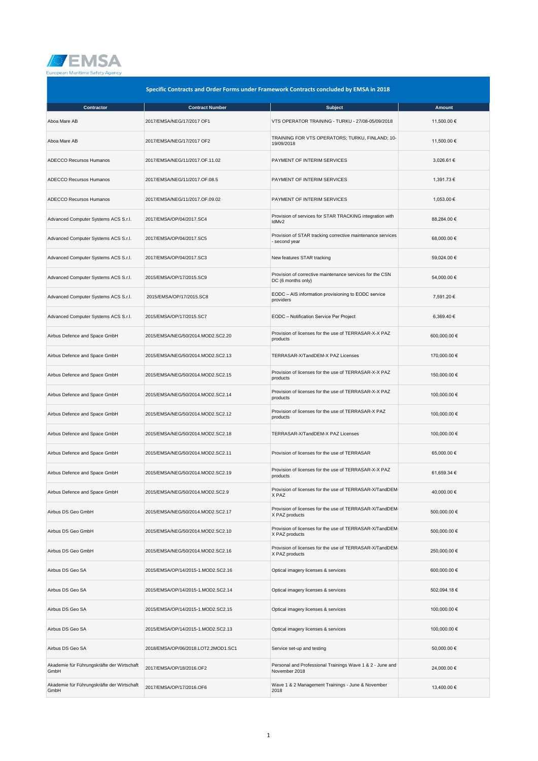# Specific Contracts and Order Forms under Framework Contracts concluded by EMSA in 2018

| Contractor | Contract Number | Subject | Amount |
|---|---|---|---|
| Aboa Mare AB | 2017/EMSA/NEG/17/2017 OF1 | VTS OPERATOR TRAINING - TURKU - 27/08-05/09/2018 | 11,500.00 € |
| Aboa Mare AB | 2017/EMSA/NEG/17/2017 OF2 | TRAINING FOR VTS OPERATORS; TURKU, FINLAND; 10-19/09/2018 | 11,500.00 € |
| ADECCO Recursos Humanos | 2017/EMSA/NEG/11/2017.OF.11.02 | PAYMENT OF INTERIM SERVICES | 3,026.61 € |
| ADECCO Recursos Humanos | 2017/EMSA/NEG/11/2017.OF.08.5 | PAYMENT OF INTERIM SERVICES | 1,391.73 € |
| ADECCO Recursos Humanos | 2017/EMSA/NEG/11/2017.OF.09.02 | PAYMENT OF INTERIM SERVICES | 1,053.00 € |
| Advanced Computer Systems ACS S.r.l. | 2017/EMSA/OP/04/2017.SC4 | Provision of services for STAR TRACKING integration with IdMv2 | 88,284.00 € |
| Advanced Computer Systems ACS S.r.l. | 2017/EMSA/OP/04/2017.SC5 | Provision of STAR tracking corrective maintenance services - second year | 68,000.00 € |
| Advanced Computer Systems ACS S.r.l. | 2017/EMSA/OP/04/2017.SC3 | New features STAR tracking | 59,024.00 € |
| Advanced Computer Systems ACS S.r.l. | 2015/EMSA/OP/17/2015.SC9 | Provision of corrective maintenance services for the CSN DC (6 months only) | 54,000.00 € |
| Advanced Computer Systems ACS S.r.l. | 2015/EMSA/OP/17/2015.SC8 | EODC – AIS information provisioning to EODC service providers | 7,591.20 € |
| Advanced Computer Systems ACS S.r.l. | 2015/EMSA/OP/17/2015.SC7 | EODC – Notification Service Per Project | 6,369.40 € |
| Airbus Defence and Space GmbH | 2015/EMSA/NEG/50/2014.MOD2.SC2.20 | Provision of licenses for the use of TERRASAR-X-X PAZ products | 600,000.00 € |
| Airbus Defence and Space GmbH | 2015/EMSA/NEG/50/2014.MOD2.SC2.13 | TERRASAR-X/TandDEM-X PAZ Licenses | 170,000.00 € |
| Airbus Defence and Space GmbH | 2015/EMSA/NEG/50/2014.MOD2.SC2.15 | Provision of licenses for the use of TERRASAR-X-X PAZ products | 150,000.00 € |
| Airbus Defence and Space GmbH | 2015/EMSA/NEG/50/2014.MOD2.SC2.14 | Provision of licenses for the use of TERRASAR-X-X PAZ products | 100,000.00 € |
| Airbus Defence and Space GmbH | 2015/EMSA/NEG/50/2014.MOD2.SC2.12 | Provision of licenses for the use of TERRASAR-X PAZ products | 100,000.00 € |
| Airbus Defence and Space GmbH | 2015/EMSA/NEG/50/2014.MOD2.SC2.18 | TERRASAR-X/TandDEM-X PAZ Licenses | 100,000.00 € |
| Airbus Defence and Space GmbH | 2015/EMSA/NEG/50/2014.MOD2.SC2.11 | Provision of licenses for the use of TERRASAR | 65,000.00 € |
| Airbus Defence and Space GmbH | 2015/EMSA/NEG/50/2014.MOD2.SC2.19 | Provision of licenses for the use of TERRASAR-X-X PAZ products | 61,659.34 € |
| Airbus Defence and Space GmbH | 2015/EMSA/NEG/50/2014.MOD2.SC2.9 | Provision of licenses for the use of TERRASAR-X/TandDEM-X PAZ | 40,000.00 € |
| Airbus DS Geo GmbH | 2015/EMSA/NEG/50/2014.MOD2.SC2.17 | Provision of licenses for the use of TERRASAR-X/TandDEM-X PAZ products | 500,000.00 € |
| Airbus DS Geo GmbH | 2015/EMSA/NEG/50/2014.MOD2.SC2.10 | Provision of licenses for the use of TERRASAR-X/TandDEM-X PAZ products | 500,000.00 € |
| Airbus DS Geo GmbH | 2015/EMSA/NEG/50/2014.MOD2.SC2.16 | Provision of licenses for the use of TERRASAR-X/TandDEM-X PAZ products | 250,000.00 € |
| Airbus DS Geo SA | 2015/EMSA/OP/14/2015-1.MOD2.SC2.16 | Optical imagery licenses & services | 600,000.00 € |
| Airbus DS Geo SA | 2015/EMSA/OP/14/2015-1.MOD2.SC2.14 | Optical imagery licenses & services | 502,094.18 € |
| Airbus DS Geo SA | 2015/EMSA/OP/14/2015-1.MOD2.SC2.15 | Optical imagery licenses & services | 100,000.00 € |
| Airbus DS Geo SA | 2015/EMSA/OP/14/2015-1.MOD2.SC2.13 | Optical imagery licenses & services | 100,000.00 € |
| Airbus DS Geo SA | 2018/EMSA/OP/06/2018.LOT2.2MOD1.SC1 | Service set-up and testing | 50,000.00 € |
| Akademie für Führungskräfte der Wirtschaft GmbH | 2017/EMSA/OP/18/2016.OF2 | Personal and Professional Trainings Wave 1 & 2 - June and November 2018 | 24,000.00 € |
| Akademie für Führungskräfte der Wirtschaft GmbH | 2017/EMSA/OP/17/2016.OF6 | Wave 1 & 2 Management Trainings - June & November 2018 | 13,400.00 € |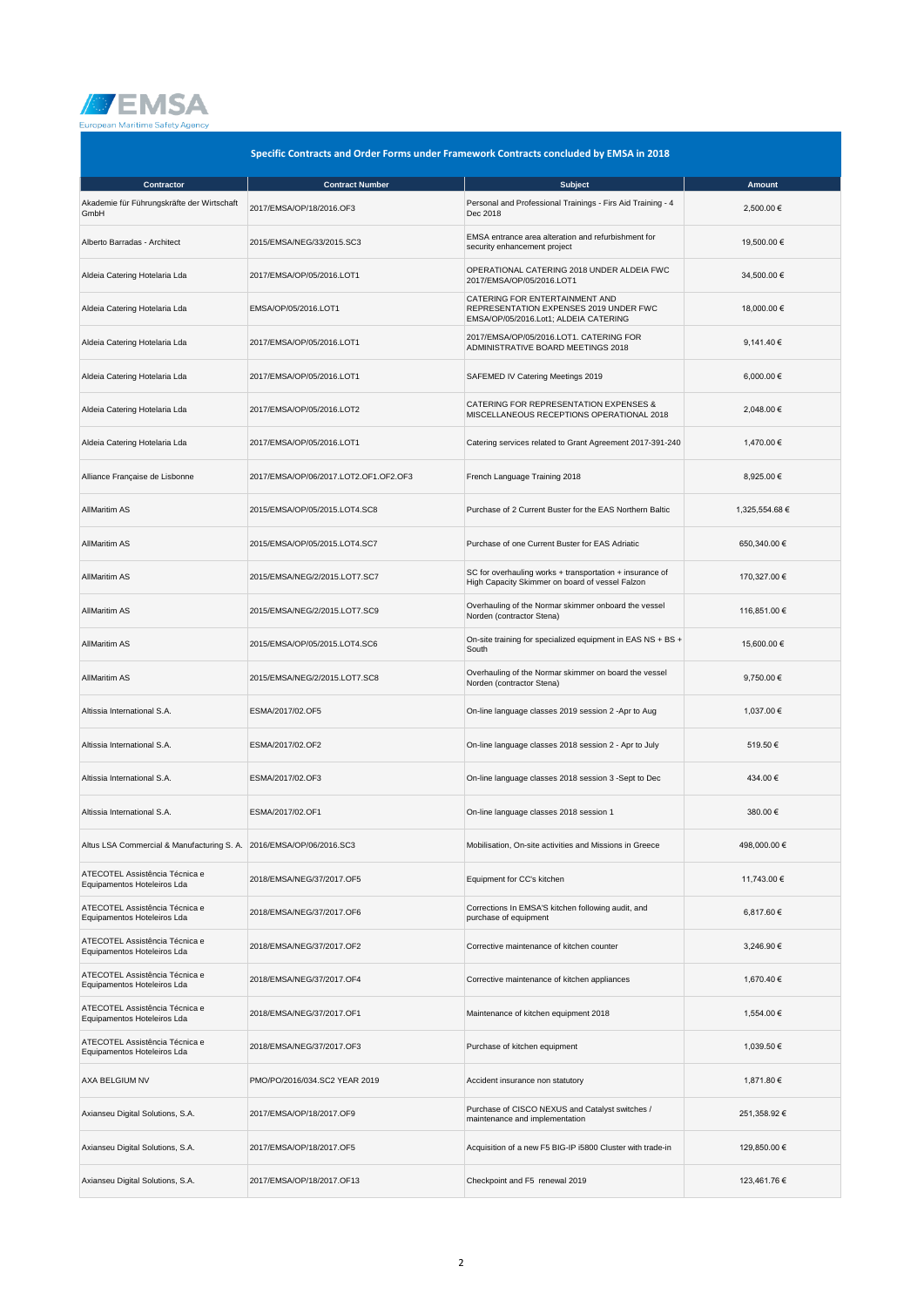## Specific Contracts and Order Forms under Framework Contracts concluded by EMSA in 2018

| Contractor | Contract Number | Subject | Amount |
|---|---|---|---|
| Akademie für Führungskräfte der Wirtschaft GmbH | 2017/EMSA/OP/18/2016.OF3 | Personal and Professional Trainings - Firs Aid Training - 4 Dec 2018 | 2,500.00 € |
| Alberto Barradas - Architect | 2015/EMSA/NEG/33/2015.SC3 | EMSA entrance area alteration and refurbishment for security enhancement project | 19,500.00 € |
| Aldeia Catering Hotelaria Lda | 2017/EMSA/OP/05/2016.LOT1 | OPERATIONAL CATERING 2018 UNDER ALDEIA FWC 2017/EMSA/OP/05/2016.LOT1 | 34,500.00 € |
| Aldeia Catering Hotelaria Lda | EMSA/OP/05/2016.LOT1 | CATERING FOR ENTERTAINMENT AND REPRESENTATION EXPENSES 2019 UNDER FWC EMSA/OP/05/2016.Lot1; ALDEIA CATERING | 18,000.00 € |
| Aldeia Catering Hotelaria Lda | 2017/EMSA/OP/05/2016.LOT1 | 2017/EMSA/OP/05/2016.LOT1. CATERING FOR ADMINISTRATIVE BOARD MEETINGS 2018 | 9,141.40 € |
| Aldeia Catering Hotelaria Lda | 2017/EMSA/OP/05/2016.LOT1 | SAFEMED IV Catering Meetings 2019 | 6,000.00 € |
| Aldeia Catering Hotelaria Lda | 2017/EMSA/OP/05/2016.LOT2 | CATERING FOR REPRESENTATION EXPENSES & MISCELLANEOUS RECEPTIONS OPERATIONAL 2018 | 2,048.00 € |
| Aldeia Catering Hotelaria Lda | 2017/EMSA/OP/05/2016.LOT1 | Catering services related to Grant Agreement 2017-391-240 | 1,470.00 € |
| Alliance Française de Lisbonne | 2017/EMSA/OP/06/2017.LOT2.OF1.OF2.OF3 | French Language Training 2018 | 8,925.00 € |
| AllMaritim AS | 2015/EMSA/OP/05/2015.LOT4.SC8 | Purchase of 2 Current Buster for the EAS Northern Baltic | 1,325,554.68 € |
| AllMaritim AS | 2015/EMSA/OP/05/2015.LOT4.SC7 | Purchase of one Current Buster for EAS Adriatic | 650,340.00 € |
| AllMaritim AS | 2015/EMSA/NEG/2/2015.LOT7.SC7 | SC for overhauling works + transportation + insurance of High Capacity Skimmer on board of vessel Falzon | 170,327.00 € |
| AllMaritim AS | 2015/EMSA/NEG/2/2015.LOT7.SC9 | Overhauling of the Normar skimmer onboard the vessel Norden (contractor Stena) | 116,851.00 € |
| AllMaritim AS | 2015/EMSA/OP/05/2015.LOT4.SC6 | On-site training for specialized equipment in EAS NS + BS + South | 15,600.00 € |
| AllMaritim AS | 2015/EMSA/NEG/2/2015.LOT7.SC8 | Overhauling of the Normar skimmer on board the vessel Norden (contractor Stena) | 9,750.00 € |
| Altissia International S.A. | ESMA/2017/02.OF5 | On-line language classes 2019 session 2 -Apr to Aug | 1,037.00 € |
| Altissia International S.A. | ESMA/2017/02.OF2 | On-line language classes 2018 session 2 - Apr to July | 519.50 € |
| Altissia International S.A. | ESMA/2017/02.OF3 | On-line language classes 2018 session 3 -Sept to Dec | 434.00 € |
| Altissia International S.A. | ESMA/2017/02.OF1 | On-line language classes 2018 session 1 | 380.00 € |
| Altus LSA Commercial & Manufacturing S. A. | 2016/EMSA/OP/06/2016.SC3 | Mobilisation, On-site activities and Missions in Greece | 498,000.00 € |
| ATECOTEL Assistência Técnica e Equipamentos Hoteleiros Lda | 2018/EMSA/NEG/37/2017.OF5 | Equipment for CC's kitchen | 11,743.00 € |
| ATECOTEL Assistência Técnica e Equipamentos Hoteleiros Lda | 2018/EMSA/NEG/37/2017.OF6 | Corrections In EMSA'S kitchen following audit, and purchase of equipment | 6,817.60 € |
| ATECOTEL Assistência Técnica e Equipamentos Hoteleiros Lda | 2018/EMSA/NEG/37/2017.OF2 | Corrective maintenance of kitchen counter | 3,246.90 € |
| ATECOTEL Assistência Técnica e Equipamentos Hoteleiros Lda | 2018/EMSA/NEG/37/2017.OF4 | Corrective maintenance of kitchen appliances | 1,670.40 € |
| ATECOTEL Assistência Técnica e Equipamentos Hoteleiros Lda | 2018/EMSA/NEG/37/2017.OF1 | Maintenance of kitchen equipment 2018 | 1,554.00 € |
| ATECOTEL Assistência Técnica e Equipamentos Hoteleiros Lda | 2018/EMSA/NEG/37/2017.OF3 | Purchase of kitchen equipment | 1,039.50 € |
| AXA BELGIUM NV | PMO/PO/2016/034.SC2 YEAR 2019 | Accident insurance non statutory | 1,871.80 € |
| Axianseu Digital Solutions, S.A. | 2017/EMSA/OP/18/2017.OF9 | Purchase of CISCO NEXUS and Catalyst switches / maintenance and implementation | 251,358.92 € |
| Axianseu Digital Solutions, S.A. | 2017/EMSA/OP/18/2017.OF5 | Acquisition of a new F5 BIG-IP i5800 Cluster with trade-in | 129,850.00 € |
| Axianseu Digital Solutions, S.A. | 2017/EMSA/OP/18/2017.OF13 | Checkpoint and F5 renewal 2019 | 123,461.76 € |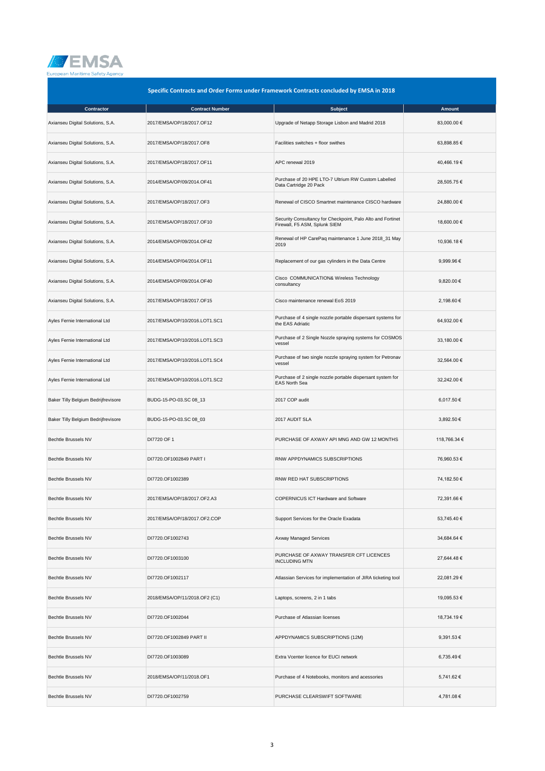## Specific Contracts and Order Forms under Framework Contracts concluded by EMSA in 2018

| Contractor | Contract Number | Subject | Amount |
|---|---|---|---|
| Axianseu Digital Solutions, S.A. | 2017/EMSA/OP/18/2017.OF12 | Upgrade of Netapp Storage Lisbon and Madrid 2018 | 83,000.00 € |
| Axianseu Digital Solutions, S.A. | 2017/EMSA/OP/18/2017.OF8 | Facilities switches + floor swithes | 63,898.85 € |
| Axianseu Digital Solutions, S.A. | 2017/EMSA/OP/18/2017.OF11 | APC renewal 2019 | 40,466.19 € |
| Axianseu Digital Solutions, S.A. | 2014/EMSA/OP/09/2014.OF41 | Purchase of 20 HPE LTO-7 Ultrium RW Custom Labelled Data Cartridge 20 Pack | 28,505.75 € |
| Axianseu Digital Solutions, S.A. | 2017/EMSA/OP/18/2017.OF3 | Renewal of CISCO Smartnet maintenance CISCO hardware | 24,880.00 € |
| Axianseu Digital Solutions, S.A. | 2017/EMSA/OP/18/2017.OF10 | Security Consultancy for Checkpoint, Palo Alto and Fortinet Firewall, F5 ASM, Splunk SIEM | 18,600.00 € |
| Axianseu Digital Solutions, S.A. | 2014/EMSA/OP/09/2014.OF42 | Renewal of HP CarePaq maintenance 1 June 2018_31 May 2019 | 10,936.18 € |
| Axianseu Digital Solutions, S.A. | 2014/EMSA/OP/04/2014.OF11 | Replacement of our gas cylinders in the Data Centre | 9,999.96 € |
| Axianseu Digital Solutions, S.A. | 2014/EMSA/OP/09/2014.OF40 | Cisco COMMUNICATION& Wireless Technology consultancy | 9,820.00 € |
| Axianseu Digital Solutions, S.A. | 2017/EMSA/OP/18/2017.OF15 | Cisco maintenance renewal EoS 2019 | 2,198.60 € |
| Ayles Fernie International Ltd | 2017/EMSA/OP/10/2016.LOT1.SC1 | Purchase of 4 single nozzle portable dispersant systems for the EAS Adriatic | 64,932.00 € |
| Ayles Fernie International Ltd | 2017/EMSA/OP/10/2016.LOT1.SC3 | Purchase of 2 Single Nozzle spraying systems for COSMOS vessel | 33,180.00 € |
| Ayles Fernie International Ltd | 2017/EMSA/OP/10/2016.LOT1.SC4 | Purchase of two single nozzle spraying system for Petronav vessel | 32,564.00 € |
| Ayles Fernie International Ltd | 2017/EMSA/OP/10/2016.LOT1.SC2 | Purchase of 2 single nozzle portable dispersant system for EAS North Sea | 32,242.00 € |
| Baker Tilly Belgium Bedrijfrevisore | BUDG-15-PO-03.SC 08_13 | 2017 COP audit | 6,017.50 € |
| Baker Tilly Belgium Bedrijfrevisore | BUDG-15-PO-03.SC 08_03 | 2017 AUDIT SLA | 3,892.50 € |
| Bechtle Brussels NV | DI7720 OF 1 | PURCHASE OF AXWAY API MNG AND GW 12 MONTHS | 118,766.34 € |
| Bechtle Brussels NV | DI7720.OF1002849 PART I | RNW APPDYNAMICS SUBSCRIPTIONS | 76,960.53 € |
| Bechtle Brussels NV | DI7720.OF1002389 | RNW RED HAT SUBSCRIPTIONS | 74,182.50 € |
| Bechtle Brussels NV | 2017/EMSA/OP/18/2017.OF2.A3 | COPERNICUS ICT Hardware and Software | 72,391.66 € |
| Bechtle Brussels NV | 2017/EMSA/OP/18/2017.OF2.COP | Support Services for the Oracle Exadata | 53,745.40 € |
| Bechtle Brussels NV | DI7720.OF1002743 | Axway Managed Services | 34,684.64 € |
| Bechtle Brussels NV | DI7720.OF1003100 | PURCHASE OF AXWAY TRANSFER CFT LICENCES INCLUDING MTN | 27,644.48 € |
| Bechtle Brussels NV | DI7720.OF1002117 | Atlassian Services for implementation of JIRA ticketing tool | 22,081.29 € |
| Bechtle Brussels NV | 2018/EMSA/OP/11/2018.OF2 (C1) | Laptops, screens, 2 in 1 tabs | 19,095.53 € |
| Bechtle Brussels NV | DI7720.OF1002044 | Purchase of Atlassian licenses | 18,734.19 € |
| Bechtle Brussels NV | DI7720.OF1002849 PART II | APPDYNAMICS SUBSCRIPTIONS (12M) | 9,391.53 € |
| Bechtle Brussels NV | DI7720.OF1003089 | Extra Vcenter licence for EUCI network | 6,735.49 € |
| Bechtle Brussels NV | 2018/EMSA/OP/11/2018.OF1 | Purchase of 4 Notebooks, monitors and acessories | 5,741.62 € |
| Bechtle Brussels NV | DI7720.OF1002759 | PURCHASE CLEARSWIFT SOFTWARE | 4,781.08 € |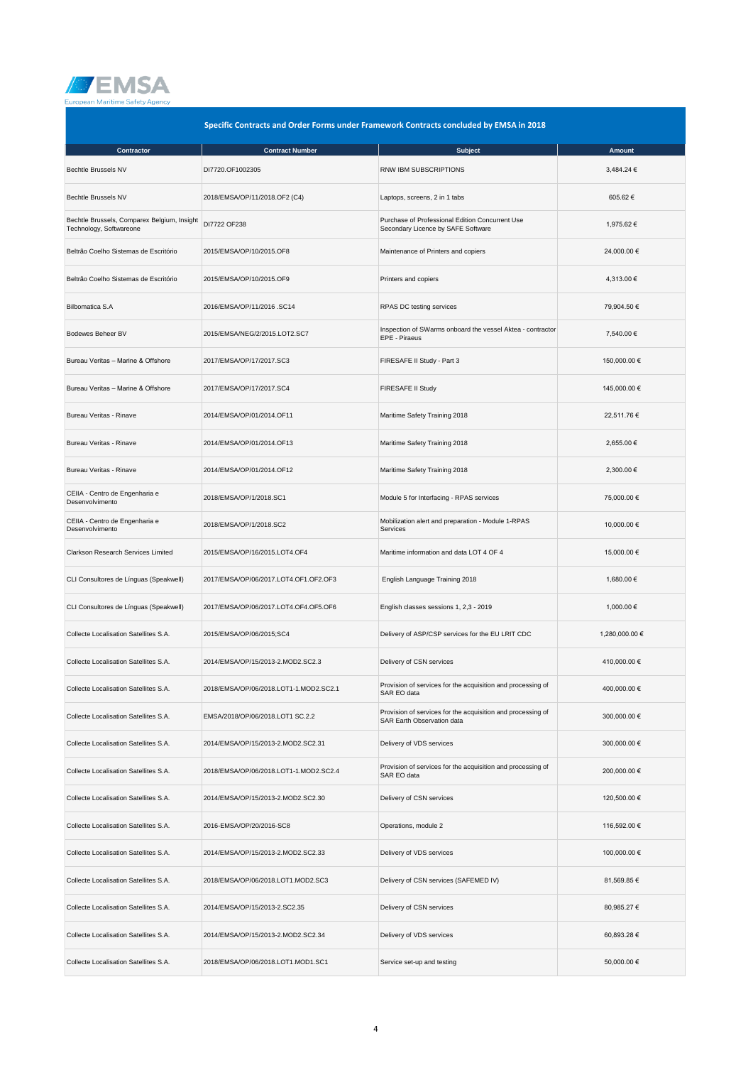## Specific Contracts and Order Forms under Framework Contracts concluded by EMSA in 2018

| Contractor | Contract Number | Subject | Amount |
|---|---|---|---|
| Bechtle Brussels NV | DI7720.OF1002305 | RNW IBM SUBSCRIPTIONS | 3,484.24 € |
| Bechtle Brussels NV | 2018/EMSA/OP/11/2018.OF2 (C4) | Laptops, screens, 2 in 1 tabs | 605.62 € |
| Bechtle Brussels, Comparex Belgium, Insight Technology, Softwareone | DI7722 OF238 | Purchase of Professional Edition Concurrent Use Secondary Licence by SAFE Software | 1,975.62 € |
| Beltrão Coelho Sistemas de Escritório | 2015/EMSA/OP/10/2015.OF8 | Maintenance of Printers and copiers | 24,000.00 € |
| Beltrão Coelho Sistemas de Escritório | 2015/EMSA/OP/10/2015.OF9 | Printers and copiers | 4,313.00 € |
| Bilbomatica S.A | 2016/EMSA/OP/11/2016 .SC14 | RPAS DC testing services | 79,904.50 € |
| Bodewes Beheer BV | 2015/EMSA/NEG/2/2015.LOT2.SC7 | Inspection of SWarms onboard the vessel Aktea - contractor EPE - Piraeus | 7,540.00 € |
| Bureau Veritas – Marine & Offshore | 2017/EMSA/OP/17/2017.SC3 | FIRESAFE II Study - Part 3 | 150,000.00 € |
| Bureau Veritas – Marine & Offshore | 2017/EMSA/OP/17/2017.SC4 | FIRESAFE II Study | 145,000.00 € |
| Bureau Veritas - Rinave | 2014/EMSA/OP/01/2014.OF11 | Maritime Safety Training 2018 | 22,511.76 € |
| Bureau Veritas - Rinave | 2014/EMSA/OP/01/2014.OF13 | Maritime Safety Training 2018 | 2,655.00 € |
| Bureau Veritas - Rinave | 2014/EMSA/OP/01/2014.OF12 | Maritime Safety Training 2018 | 2,300.00 € |
| CEIIA - Centro de Engenharia e Desenvolvimento | 2018/EMSA/OP/1/2018.SC1 | Module 5 for Interfacing - RPAS services | 75,000.00 € |
| CEIIA - Centro de Engenharia e Desenvolvimento | 2018/EMSA/OP/1/2018.SC2 | Mobilization alert and preparation - Module 1-RPAS Services | 10,000.00 € |
| Clarkson Research Services Limited | 2015/EMSA/OP/16/2015.LOT4.OF4 | Maritime information and data LOT 4 OF 4 | 15,000.00 € |
| CLI Consultores de Línguas (Speakwell) | 2017/EMSA/OP/06/2017.LOT4.OF1.OF2.OF3 | English Language Training 2018 | 1,680.00 € |
| CLI Consultores de Línguas (Speakwell) | 2017/EMSA/OP/06/2017.LOT4.OF4.OF5.OF6 | English classes sessions 1, 2,3 - 2019 | 1,000.00 € |
| Collecte Localisation Satellites S.A. | 2015/EMSA/OP/06/2015;SC4 | Delivery of ASP/CSP services for the EU LRIT CDC | 1,280,000.00 € |
| Collecte Localisation Satellites S.A. | 2014/EMSA/OP/15/2013-2.MOD2.SC2.3 | Delivery of CSN services | 410,000.00 € |
| Collecte Localisation Satellites S.A. | 2018/EMSA/OP/06/2018.LOT1-1.MOD2.SC2.1 | Provision of services for the acquisition and processing of SAR EO data | 400,000.00 € |
| Collecte Localisation Satellites S.A. | EMSA/2018/OP/06/2018.LOT1 SC.2.2 | Provision of services for the acquisition and processing of SAR Earth Observation data | 300,000.00 € |
| Collecte Localisation Satellites S.A. | 2014/EMSA/OP/15/2013-2.MOD2.SC2.31 | Delivery of VDS services | 300,000.00 € |
| Collecte Localisation Satellites S.A. | 2018/EMSA/OP/06/2018.LOT1-1.MOD2.SC2.4 | Provision of services for the acquisition and processing of SAR EO data | 200,000.00 € |
| Collecte Localisation Satellites S.A. | 2014/EMSA/OP/15/2013-2.MOD2.SC2.30 | Delivery of CSN services | 120,500.00 € |
| Collecte Localisation Satellites S.A. | 2016-EMSA/OP/20/2016-SC8 | Operations, module 2 | 116,592.00 € |
| Collecte Localisation Satellites S.A. | 2014/EMSA/OP/15/2013-2.MOD2.SC2.33 | Delivery of VDS services | 100,000.00 € |
| Collecte Localisation Satellites S.A. | 2018/EMSA/OP/06/2018.LOT1.MOD2.SC3 | Delivery of CSN services (SAFEMED IV) | 81,569.85 € |
| Collecte Localisation Satellites S.A. | 2014/EMSA/OP/15/2013-2.SC2.35 | Delivery of CSN services | 80,985.27 € |
| Collecte Localisation Satellites S.A. | 2014/EMSA/OP/15/2013-2.MOD2.SC2.34 | Delivery of VDS services | 60,893.28 € |
| Collecte Localisation Satellites S.A. | 2018/EMSA/OP/06/2018.LOT1.MOD1.SC1 | Service set-up and testing | 50,000.00 € |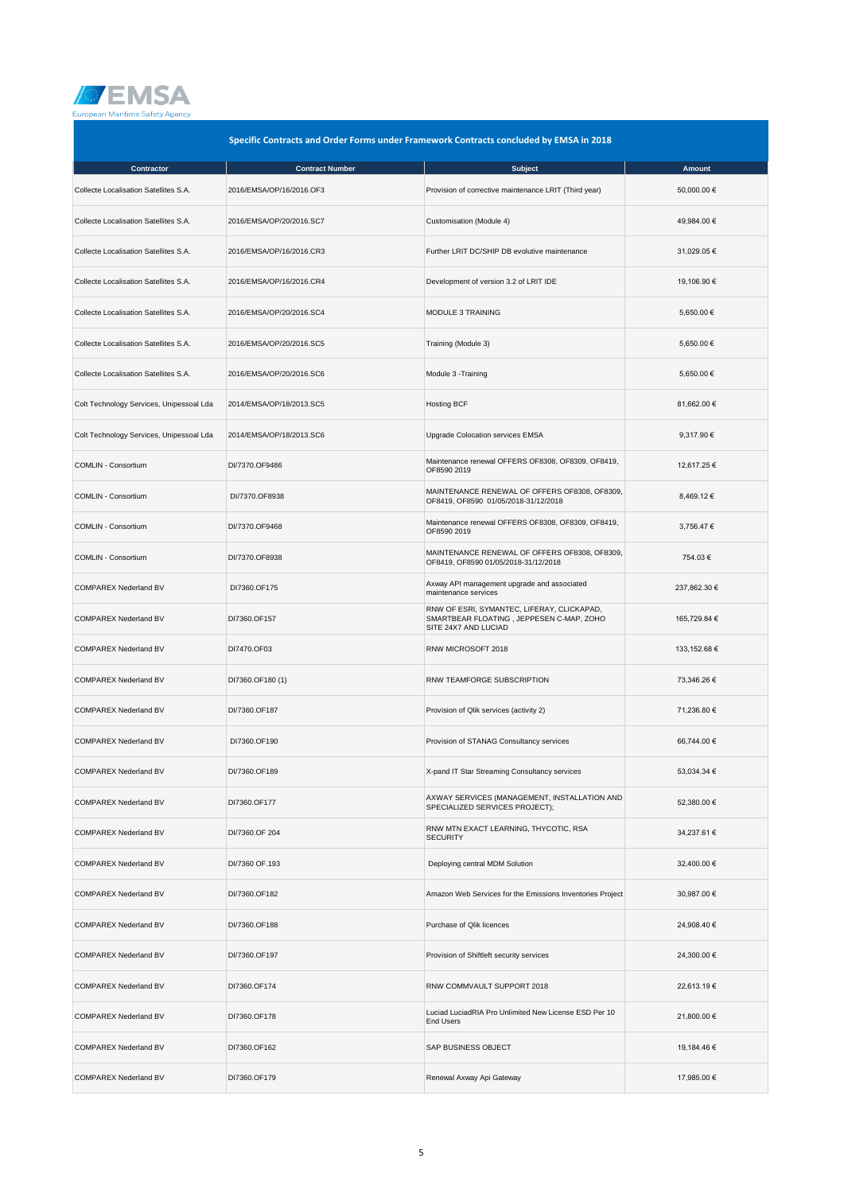## Specific Contracts and Order Forms under Framework Contracts concluded by EMSA in 2018

| Contractor | Contract Number | Subject | Amount |
|---|---|---|---|
| Collecte Localisation Satellites S.A. | 2016/EMSA/OP/16/2016.OF3 | Provision of corrective maintenance LRIT (Third year) | 50,000.00 € |
| Collecte Localisation Satellites S.A. | 2016/EMSA/OP/20/2016.SC7 | Customisation (Module 4) | 49,984.00 € |
| Collecte Localisation Satellites S.A. | 2016/EMSA/OP/16/2016.CR3 | Further LRIT DC/SHIP DB evolutive maintenance | 31,029.05 € |
| Collecte Localisation Satellites S.A. | 2016/EMSA/OP/16/2016.CR4 | Development of version 3.2 of LRIT IDE | 19,106.90 € |
| Collecte Localisation Satellites S.A. | 2016/EMSA/OP/20/2016.SC4 | MODULE 3 TRAINING | 5,650.00 € |
| Collecte Localisation Satellites S.A. | 2016/EMSA/OP/20/2016.SC5 | Training (Module 3) | 5,650.00 € |
| Collecte Localisation Satellites S.A. | 2016/EMSA/OP/20/2016.SC6 | Module 3 -Training | 5,650.00 € |
| Colt Technology Services, Unipessoal Lda | 2014/EMSA/OP/18/2013.SC5 | Hosting BCF | 81,662.00 € |
| Colt Technology Services, Unipessoal Lda | 2014/EMSA/OP/18/2013.SC6 | Upgrade Colocation services EMSA | 9,317.90 € |
| COMLIN - Consortium | DI/7370.OF9486 | Maintenance renewal OFFERS OF8308, OF8309, OF8419, OF8590 2019 | 12,617.25 € |
| COMLIN - Consortium | DI/7370.OF8938 | MAINTENANCE RENEWAL OF OFFERS OF8308, OF8309, OF8419, OF8590 01/05/2018-31/12/2018 | 8,469.12 € |
| COMLIN - Consortium | DI/7370.OF9468 | Maintenance renewal OFFERS OF8308, OF8309, OF8419, OF8590 2019 | 3,756.47 € |
| COMLIN - Consortium | DI/7370.OF8938 | MAINTENANCE RENEWAL OF OFFERS OF8308, OF8309, OF8419, OF8590 01/05/2018-31/12/2018 | 754.03 € |
| COMPAREX Nederland BV | DI7360.OF175 | Axway API management upgrade and associated maintenance services | 237,862.30 € |
| COMPAREX Nederland BV | DI7360.OF157 | RNW OF ESRI, SYMANTEC, LIFERAY, CLICKAPAD, SMARTBEAR FLOATING , JEPPESEN C-MAP, ZOHO SITE 24X7 AND LUCIAD | 165,729.84 € |
| COMPAREX Nederland BV | DI7470.OF03 | RNW MICROSOFT 2018 | 133,152.68 € |
| COMPAREX Nederland BV | DI7360.OF180 (1) | RNW TEAMFORGE SUBSCRIPTION | 73,346.26 € |
| COMPAREX Nederland BV | DI/7360.OF187 | Provision of Qlik services (activity 2) | 71,236.80 € |
| COMPAREX Nederland BV | DI7360.OF190 | Provision of STANAG Consultancy services | 66,744.00 € |
| COMPAREX Nederland BV | DI/7360.OF189 | X-pand IT Star Streaming Consultancy services | 53,034.34 € |
| COMPAREX Nederland BV | DI7360.OF177 | AXWAY SERVICES (MANAGEMENT, INSTALLATION AND SPECIALIZED SERVICES PROJECT); | 52,380.00 € |
| COMPAREX Nederland BV | DI/7360.OF 204 | RNW MTN EXACT LEARNING, THYCOTIC, RSA SECURITY | 34,237.61 € |
| COMPAREX Nederland BV | DI/7360 OF.193 | Deploying central MDM Solution | 32,400.00 € |
| COMPAREX Nederland BV | DI/7360.OF182 | Amazon Web Services for the Emissions Inventories Project | 30,987.00 € |
| COMPAREX Nederland BV | DI/7360.OF188 | Purchase of Qlik licences | 24,908.40 € |
| COMPAREX Nederland BV | DI/7360.OF197 | Provision of Shiftleft security services | 24,300.00 € |
| COMPAREX Nederland BV | DI7360.OF174 | RNW COMMVAULT SUPPORT 2018 | 22,613.19 € |
| COMPAREX Nederland BV | DI7360.OF178 | Luciad LuciadRIA Pro Unlimited New License ESD Per 10 End Users | 21,800.00 € |
| COMPAREX Nederland BV | DI7360.OF162 | SAP BUSINESS OBJECT | 19,184.46 € |
| COMPAREX Nederland BV | DI7360.OF179 | Renewal Axway Api Gateway | 17,985.00 € |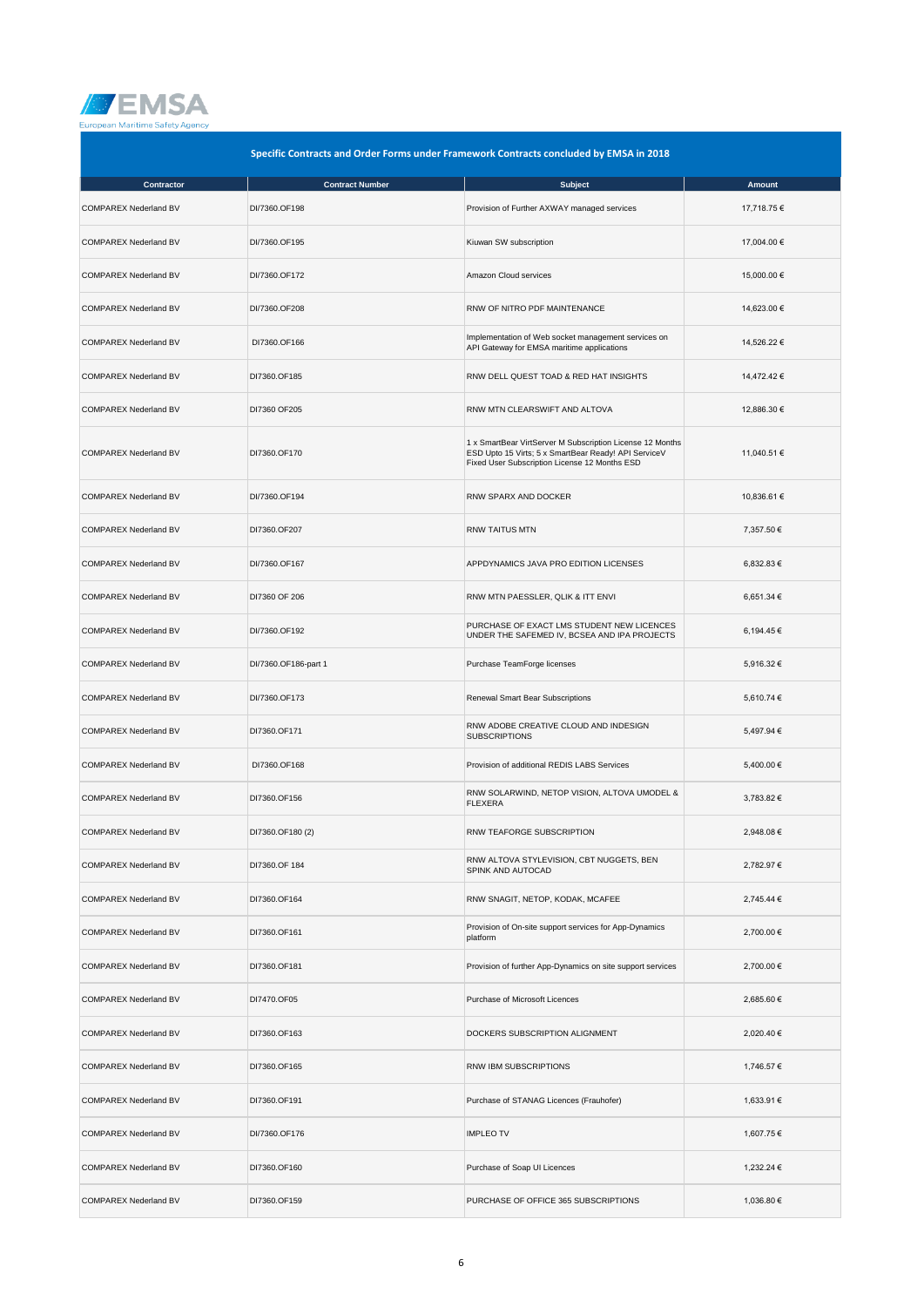## Specific Contracts and Order Forms under Framework Contracts concluded by EMSA in 2018

| Contractor | Contract Number | Subject | Amount |
|---|---|---|---|
| COMPAREX Nederland BV | DI/7360.OF198 | Provision of Further AXWAY managed services | 17,718.75 € |
| COMPAREX Nederland BV | DI/7360.OF195 | Kiuwan SW subscription | 17,004.00 € |
| COMPAREX Nederland BV | DI/7360.OF172 | Amazon Cloud services | 15,000.00 € |
| COMPAREX Nederland BV | DI/7360.OF208 | RNW OF NITRO PDF MAINTENANCE | 14,623.00 € |
| COMPAREX Nederland BV | DI7360.OF166 | Implementation of Web socket management services on API Gateway for EMSA maritime applications | 14,526.22 € |
| COMPAREX Nederland BV | DI7360.OF185 | RNW DELL QUEST TOAD & RED HAT INSIGHTS | 14,472.42 € |
| COMPAREX Nederland BV | DI7360 OF205 | RNW MTN CLEARSWIFT AND ALTOVA | 12,886.30 € |
| COMPAREX Nederland BV | DI7360.OF170 | 1 x SmartBear VirtServer M Subscription License 12 Months ESD Upto 15 Virts; 5 x SmartBear Ready! API ServiceV Fixed User Subscription License 12 Months ESD | 11,040.51 € |
| COMPAREX Nederland BV | DI/7360.OF194 | RNW SPARX AND DOCKER | 10,836.61 € |
| COMPAREX Nederland BV | DI7360.OF207 | RNW TAITUS MTN | 7,357.50 € |
| COMPAREX Nederland BV | DI/7360.OF167 | APPDYNAMICS JAVA PRO EDITION LICENSES | 6,832.83 € |
| COMPAREX Nederland BV | DI7360 OF 206 | RNW MTN PAESSLER, QLIK & ITT ENVI | 6,651.34 € |
| COMPAREX Nederland BV | DI/7360.OF192 | PURCHASE OF EXACT LMS STUDENT NEW LICENCES UNDER THE SAFEMED IV, BCSEA AND IPA PROJECTS | 6,194.45 € |
| COMPAREX Nederland BV | DI/7360.OF186-part 1 | Purchase TeamForge licenses | 5,916.32 € |
| COMPAREX Nederland BV | DI/7360.OF173 | Renewal Smart Bear Subscriptions | 5,610.74 € |
| COMPAREX Nederland BV | DI7360.OF171 | RNW ADOBE CREATIVE CLOUD AND INDESIGN SUBSCRIPTIONS | 5,497.94 € |
| COMPAREX Nederland BV | DI7360.OF168 | Provision of additional REDIS LABS Services | 5,400.00 € |
| COMPAREX Nederland BV | DI7360.OF156 | RNW SOLARWIND, NETOP VISION, ALTOVA UMODEL & FLEXERA | 3,783.82 € |
| COMPAREX Nederland BV | DI7360.OF180 (2) | RNW TEAFORGE SUBSCRIPTION | 2,948.08 € |
| COMPAREX Nederland BV | DI7360.OF 184 | RNW ALTOVA STYLEVISION, CBT NUGGETS, BEN SPINK AND AUTOCAD | 2,782.97 € |
| COMPAREX Nederland BV | DI7360.OF164 | RNW SNAGIT, NETOP, KODAK, MCAFEE | 2,745.44 € |
| COMPAREX Nederland BV | DI7360.OF161 | Provision of On-site support services for App-Dynamics platform | 2,700.00 € |
| COMPAREX Nederland BV | DI7360.OF181 | Provision of further App-Dynamics on site support services | 2,700.00 € |
| COMPAREX Nederland BV | DI7470.OF05 | Purchase of Microsoft Licences | 2,685.60 € |
| COMPAREX Nederland BV | DI7360.OF163 | DOCKERS SUBSCRIPTION ALIGNMENT | 2,020.40 € |
| COMPAREX Nederland BV | DI7360.OF165 | RNW IBM SUBSCRIPTIONS | 1,746.57 € |
| COMPAREX Nederland BV | DI7360.OF191 | Purchase of STANAG Licences (Frauhofer) | 1,633.91 € |
| COMPAREX Nederland BV | DI/7360.OF176 | IMPLEO TV | 1,607.75 € |
| COMPAREX Nederland BV | DI7360.OF160 | Purchase of Soap UI Licences | 1,232.24 € |
| COMPAREX Nederland BV | DI7360.OF159 | PURCHASE OF OFFICE 365 SUBSCRIPTIONS | 1,036.80 € |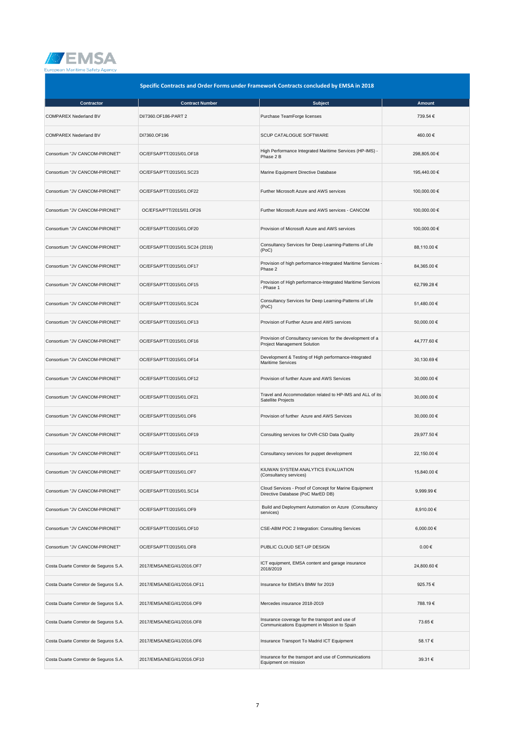## Specific Contracts and Order Forms under Framework Contracts concluded by EMSA in 2018

| Contractor | Contract Number | Subject | Amount |
|---|---|---|---|
| COMPAREX Nederland BV | DI/7360.OF186-PART 2 | Purchase TeamForge licenses | 739.54 € |
| COMPAREX Nederland BV | DI7360.OF196 | SCUP CATALOGUE SOFTWARE | 460.00 € |
| Consortium "JV CANCOM-PIRONET" | OC/EFSA/PTT/2015/01.OF18 | High Performance Integrated Maritime Services (HP-IMS) - Phase 2 B | 298,805.00 € |
| Consortium "JV CANCOM-PIRONET" | OC/EFSA/PTT/2015/01.SC23 | Marine Equipment Directive Database | 195,440.00 € |
| Consortium "JV CANCOM-PIRONET" | OC/EFSA/PTT/2015/01.OF22 | Further Microsoft Azure and AWS services | 100,000.00 € |
| Consortium "JV CANCOM-PIRONET" | OC/EFSA/PTT/2015/01.OF26 | Further Microsoft Azure and AWS services - CANCOM | 100,000.00 € |
| Consortium "JV CANCOM-PIRONET" | OC/EFSA/PTT/2015/01.OF20 | Provision of Microsoft Azure and AWS services | 100,000.00 € |
| Consortium "JV CANCOM-PIRONET" | OC/EFSA/PTT/2015/01.SC24 (2019) | Consultancy Services for Deep Learning-Patterns of Life (PoC) | 88,110.00 € |
| Consortium "JV CANCOM-PIRONET" | OC/EFSA/PTT/2015/01.OF17 | Provision of high performance-Integrated Maritime Services - Phase 2 | 84,365.00 € |
| Consortium "JV CANCOM-PIRONET" | OC/EFSA/PTT/2015/01.OF15 | Provision of High performance-Integrated Maritime Services - Phase 1 | 62,799.28 € |
| Consortium "JV CANCOM-PIRONET" | OC/EFSA/PTT/2015/01.SC24 | Consultancy Services for Deep Learning-Patterns of Life (PoC) | 51,480.00 € |
| Consortium "JV CANCOM-PIRONET" | OC/EFSA/PTT/2015/01.OF13 | Provision of Further Azure and AWS services | 50,000.00 € |
| Consortium "JV CANCOM-PIRONET" | OC/EFSA/PTT/2015/01.OF16 | Provision of Consultancy services for the development of a Project Management Solution | 44,777.60 € |
| Consortium "JV CANCOM-PIRONET" | OC/EFSA/PTT/2015/01.OF14 | Development & Testing of High performance-Integrated Maritime Services | 30,130.69 € |
| Consortium "JV CANCOM-PIRONET" | OC/EFSA/PTT/2015/01.OF12 | Provision of further Azure and AWS Services | 30,000.00 € |
| Consortium "JV CANCOM-PIRONET" | OC/EFSA/PTT/2015/01.OF21 | Travel and Accommodation related to HP-IMS and ALL of its Satellite Projects | 30,000.00 € |
| Consortium "JV CANCOM-PIRONET" | OC/EFSA/PTT/2015/01.OF6 | Provision of further Azure and AWS Services | 30,000.00 € |
| Consortium "JV CANCOM-PIRONET" | OC/EFSA/PTT/2015/01.OF19 | Consulting services for OVR-CSD Data Quality | 29,977.50 € |
| Consortium "JV CANCOM-PIRONET" | OC/EFSA/PTT/2015/01.OF11 | Consultancy services for puppet development | 22,150.00 € |
| Consortium "JV CANCOM-PIRONET" | OC/EFSA/PTT/2015/01.OF7 | KIUWAN SYSTEM ANALYTICS EVALUATION (Consultancy services) | 15,840.00 € |
| Consortium "JV CANCOM-PIRONET" | OC/EFSA/PTT/2015/01.SC14 | Cloud Services - Proof of Concept for Marine Equipment Directive Database (PoC MarED DB) | 9,999.99 € |
| Consortium "JV CANCOM-PIRONET" | OC/EFSA/PTT/2015/01.OF9 | Build and Deployment Automation on Azure (Consultancy services) | 8,910.00 € |
| Consortium "JV CANCOM-PIRONET" | OC/EFSA/PTT/2015/01.OF10 | CSE-ABM POC 2 Integration: Consulting Services | 6,000.00 € |
| Consortium "JV CANCOM-PIRONET" | OC/EFSA/PTT/2015/01.OF8 | PUBLIC CLOUD SET-UP DESIGN | 0.00 € |
| Costa Duarte Corretor de Seguros S.A. | 2017/EMSA/NEG/41/2016.OF7 | ICT equipment, EMSA content and garage insurance 2018/2019 | 24,800.60 € |
| Costa Duarte Corretor de Seguros S.A. | 2017/EMSA/NEG/41/2016.OF11 | Insurance for EMSA's BMW for 2019 | 925.75 € |
| Costa Duarte Corretor de Seguros S.A. | 2017/EMSA/NEG/41/2016.OF9 | Mercedes insurance 2018-2019 | 788.19 € |
| Costa Duarte Corretor de Seguros S.A. | 2017/EMSA/NEG/41/2016.OF8 | Insurance coverage for the transport and use of Communications Equipment in Mission to Spain | 73.65 € |
| Costa Duarte Corretor de Seguros S.A. | 2017/EMSA/NEG/41/2016.OF6 | Insurance Transport To Madrid ICT Equipment | 58.17 € |
| Costa Duarte Corretor de Seguros S.A. | 2017/EMSA/NEG/41/2016.OF10 | Insurance for the transport and use of Communications Equipment on mission | 39.31 € |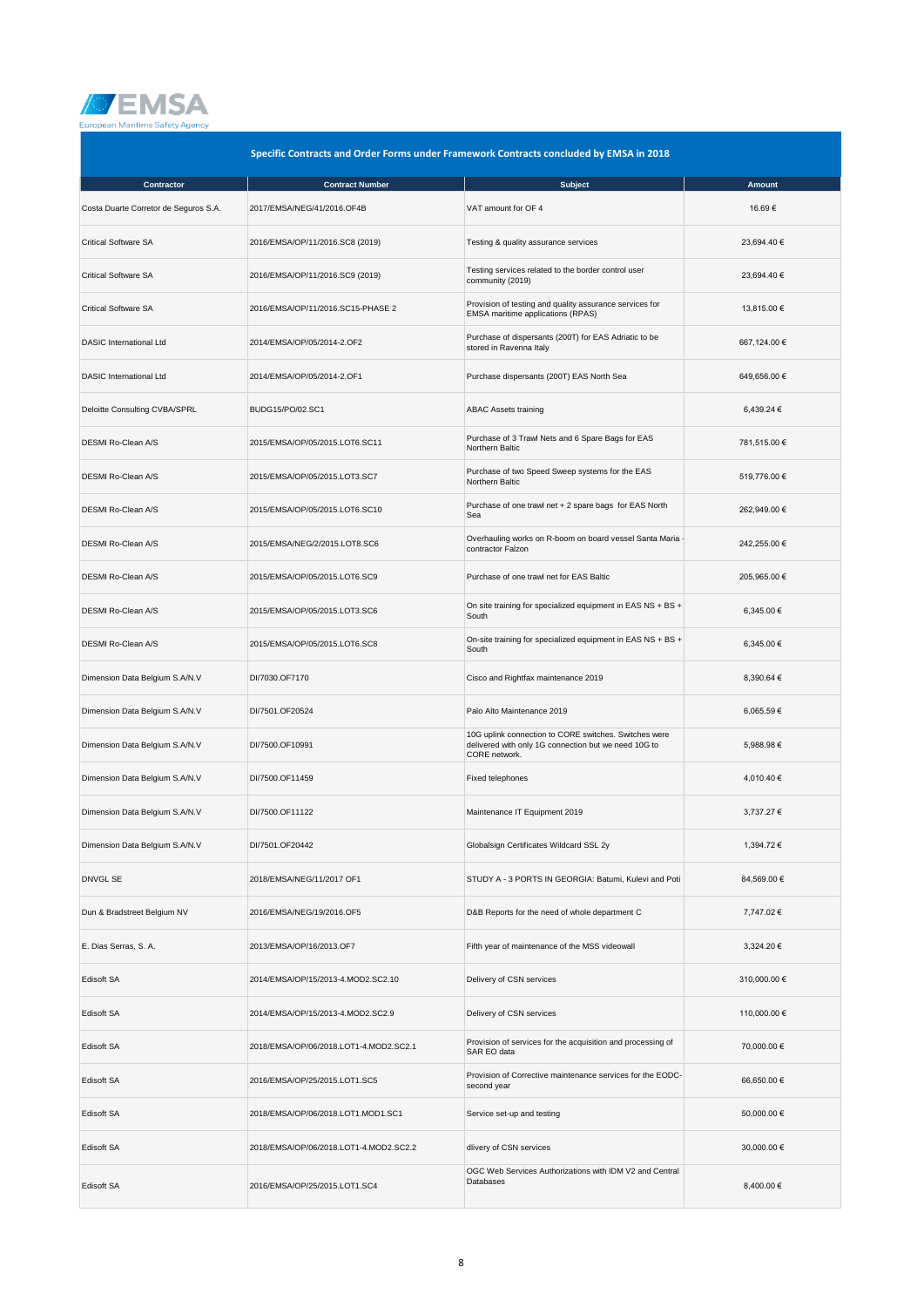## Specific Contracts and Order Forms under Framework Contracts concluded by EMSA in 2018

| Contractor | Contract Number | Subject | Amount |
|---|---|---|---|
| Costa Duarte Corretor de Seguros S.A. | 2017/EMSA/NEG/41/2016.OF4B | VAT amount for OF 4 | 16.69 € |
| Critical Software SA | 2016/EMSA/OP/11/2016.SC8 (2019) | Testing & quality assurance services | 23,694.40 € |
| Critical Software SA | 2016/EMSA/OP/11/2016.SC9 (2019) | Testing services related to the border control user community (2019) | 23,694.40 € |
| Critical Software SA | 2016/EMSA/OP/11/2016.SC15-PHASE 2 | Provision of testing and quality assurance services for EMSA maritime applications (RPAS) | 13,815.00 € |
| DASIC International Ltd | 2014/EMSA/OP/05/2014-2.OF2 | Purchase of dispersants (200T) for EAS Adriatic to be stored in Ravenna Italy | 667,124.00 € |
| DASIC International Ltd | 2014/EMSA/OP/05/2014-2.OF1 | Purchase dispersants (200T) EAS North Sea | 649,656.00 € |
| Deloitte Consulting CVBA/SPRL | BUDG15/PO/02.SC1 | ABAC Assets training | 6,439.24 € |
| DESMI Ro-Clean A/S | 2015/EMSA/OP/05/2015.LOT6.SC11 | Purchase of 3 Trawl Nets and 6 Spare Bags for EAS Northern Baltic | 781,515.00 € |
| DESMI Ro-Clean A/S | 2015/EMSA/OP/05/2015.LOT3.SC7 | Purchase of two Speed Sweep systems for the EAS Northern Baltic | 519,776.00 € |
| DESMI Ro-Clean A/S | 2015/EMSA/OP/05/2015.LOT6.SC10 | Purchase of one trawl net + 2 spare bags for EAS North Sea | 262,949.00 € |
| DESMI Ro-Clean A/S | 2015/EMSA/NEG/2/2015.LOT8.SC6 | Overhauling works on R-boom on board vessel Santa Maria - contractor Falzon | 242,255.00 € |
| DESMI Ro-Clean A/S | 2015/EMSA/OP/05/2015.LOT6.SC9 | Purchase of one trawl net for EAS Baltic | 205,965.00 € |
| DESMI Ro-Clean A/S | 2015/EMSA/OP/05/2015.LOT3.SC6 | On site training for specialized equipment in EAS NS + BS + South | 6,345.00 € |
| DESMI Ro-Clean A/S | 2015/EMSA/OP/05/2015.LOT6.SC8 | On-site training for specialized equipment in EAS NS + BS + South | 6,345.00 € |
| Dimension Data Belgium S.A/N.V | DI/7030.OF7170 | Cisco and Rightfax maintenance 2019 | 8,390.64 € |
| Dimension Data Belgium S.A/N.V | DI/7501.OF20524 | Palo Alto Maintenance 2019 | 6,065.59 € |
| Dimension Data Belgium S.A/N.V | DI/7500.OF10991 | 10G uplink connection to CORE switches. Switches were delivered with only 1G connection but we need 10G to CORE network. | 5,988.98 € |
| Dimension Data Belgium S.A/N.V | DI/7500.OF11459 | Fixed telephones | 4,010.40 € |
| Dimension Data Belgium S.A/N.V | DI/7500.OF11122 | Maintenance IT Equipment 2019 | 3,737.27 € |
| Dimension Data Belgium S.A/N.V | DI/7501.OF20442 | Globalsign Certificates Wildcard SSL 2y | 1,394.72 € |
| DNVGL SE | 2018/EMSA/NEG/11/2017 OF1 | STUDY A - 3 PORTS IN GEORGIA: Batumi, Kulevi and Poti | 84,569.00 € |
| Dun & Bradstreet Belgium NV | 2016/EMSA/NEG/19/2016.OF5 | D&B Reports for the need of whole department C | 7,747.02 € |
| E. Dias Serras, S. A. | 2013/EMSA/OP/16/2013.OF7 | Fifth year of maintenance of the MSS videowall | 3,324.20 € |
| Edisoft SA | 2014/EMSA/OP/15/2013-4.MOD2.SC2.10 | Delivery of CSN services | 310,000.00 € |
| Edisoft SA | 2014/EMSA/OP/15/2013-4.MOD2.SC2.9 | Delivery of CSN services | 110,000.00 € |
| Edisoft SA | 2018/EMSA/OP/06/2018.LOT1-4.MOD2.SC2.1 | Provision of services for the acquisition and processing of SAR EO data | 70,000.00 € |
| Edisoft SA | 2016/EMSA/OP/25/2015.LOT1.SC5 | Provision of Corrective maintenance services for the EODC-second year | 66,650.00 € |
| Edisoft SA | 2018/EMSA/OP/06/2018.LOT1.MOD1.SC1 | Service set-up and testing | 50,000.00 € |
| Edisoft SA | 2018/EMSA/OP/06/2018.LOT1-4.MOD2.SC2.2 | dlivery of CSN services | 30,000.00 € |
| Edisoft SA | 2016/EMSA/OP/25/2015.LOT1.SC4 | OGC Web Services Authorizations with IDM V2 and Central Databases | 8,400.00 € |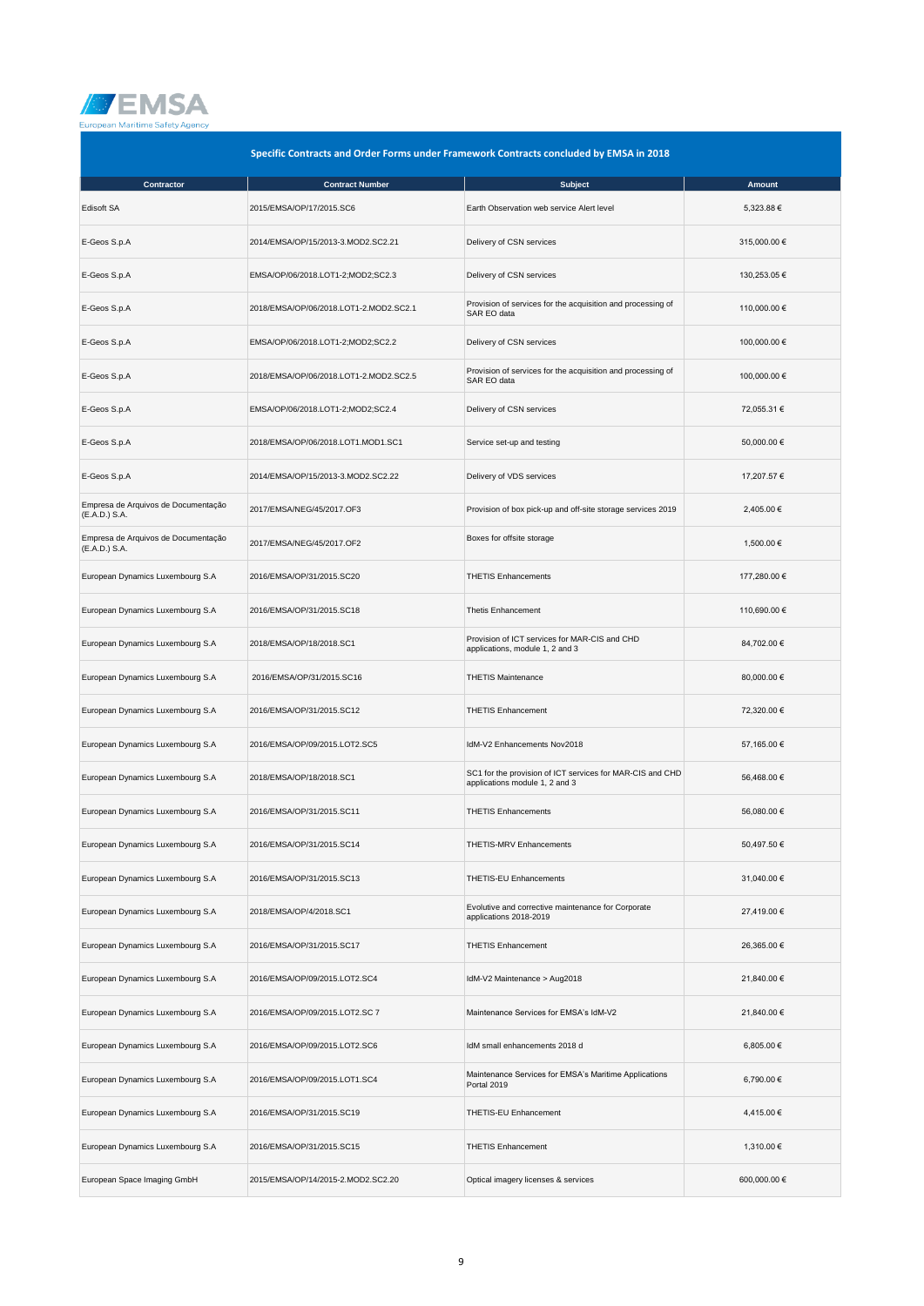## Specific Contracts and Order Forms under Framework Contracts concluded by EMSA in 2018

| Contractor | Contract Number | Subject | Amount |
|---|---|---|---|
| Edisoft SA | 2015/EMSA/OP/17/2015.SC6 | Earth Observation web service Alert level | 5,323.88 € |
| E-Geos S.p.A | 2014/EMSA/OP/15/2013-3.MOD2.SC2.21 | Delivery of CSN services | 315,000.00 € |
| E-Geos S.p.A | EMSA/OP/06/2018.LOT1-2;MOD2;SC2.3 | Delivery of CSN services | 130,253.05 € |
| E-Geos S.p.A | 2018/EMSA/OP/06/2018.LOT1-2.MOD2.SC2.1 | Provision of services for the acquisition and processing of SAR EO data | 110,000.00 € |
| E-Geos S.p.A | EMSA/OP/06/2018.LOT1-2;MOD2;SC2.2 | Delivery of CSN services | 100,000.00 € |
| E-Geos S.p.A | 2018/EMSA/OP/06/2018.LOT1-2.MOD2.SC2.5 | Provision of services for the acquisition and processing of SAR EO data | 100,000.00 € |
| E-Geos S.p.A | EMSA/OP/06/2018.LOT1-2;MOD2;SC2.4 | Delivery of CSN services | 72,055.31 € |
| E-Geos S.p.A | 2018/EMSA/OP/06/2018.LOT1.MOD1.SC1 | Service set-up and testing | 50,000.00 € |
| E-Geos S.p.A | 2014/EMSA/OP/15/2013-3.MOD2.SC2.22 | Delivery of VDS services | 17,207.57 € |
| Empresa de Arquivos de Documentação (E.A.D.) S.A. | 2017/EMSA/NEG/45/2017.OF3 | Provision of box pick-up and off-site storage services 2019 | 2,405.00 € |
| Empresa de Arquivos de Documentação (E.A.D.) S.A. | 2017/EMSA/NEG/45/2017.OF2 | Boxes for offsite storage | 1,500.00 € |
| European Dynamics Luxembourg S.A | 2016/EMSA/OP/31/2015.SC20 | THETIS Enhancements | 177,280.00 € |
| European Dynamics Luxembourg S.A | 2016/EMSA/OP/31/2015.SC18 | Thetis Enhancement | 110,690.00 € |
| European Dynamics Luxembourg S.A | 2018/EMSA/OP/18/2018.SC1 | Provision of ICT services for MAR-CIS and CHD applications, module 1, 2 and 3 | 84,702.00 € |
| European Dynamics Luxembourg S.A | 2016/EMSA/OP/31/2015.SC16 | THETIS Maintenance | 80,000.00 € |
| European Dynamics Luxembourg S.A | 2016/EMSA/OP/31/2015.SC12 | THETIS Enhancement | 72,320.00 € |
| European Dynamics Luxembourg S.A | 2016/EMSA/OP/09/2015.LOT2.SC5 | IdM-V2 Enhancements Nov2018 | 57,165.00 € |
| European Dynamics Luxembourg S.A | 2018/EMSA/OP/18/2018.SC1 | SC1 for the provision of ICT services for MAR-CIS and CHD applications module 1, 2 and 3 | 56,468.00 € |
| European Dynamics Luxembourg S.A | 2016/EMSA/OP/31/2015.SC11 | THETIS Enhancements | 56,080.00 € |
| European Dynamics Luxembourg S.A | 2016/EMSA/OP/31/2015.SC14 | THETIS-MRV Enhancements | 50,497.50 € |
| European Dynamics Luxembourg S.A | 2016/EMSA/OP/31/2015.SC13 | THETIS-EU Enhancements | 31,040.00 € |
| European Dynamics Luxembourg S.A | 2018/EMSA/OP/4/2018.SC1 | Evolutive and corrective maintenance for Corporate applications 2018-2019 | 27,419.00 € |
| European Dynamics Luxembourg S.A | 2016/EMSA/OP/31/2015.SC17 | THETIS Enhancement | 26,365.00 € |
| European Dynamics Luxembourg S.A | 2016/EMSA/OP/09/2015.LOT2.SC4 | IdM-V2 Maintenance > Aug2018 | 21,840.00 € |
| European Dynamics Luxembourg S.A | 2016/EMSA/OP/09/2015.LOT2.SC 7 | Maintenance Services for EMSA's IdM-V2 | 21,840.00 € |
| European Dynamics Luxembourg S.A | 2016/EMSA/OP/09/2015.LOT2.SC6 | IdM small enhancements 2018 d | 6,805.00 € |
| European Dynamics Luxembourg S.A | 2016/EMSA/OP/09/2015.LOT1.SC4 | Maintenance Services for EMSA's Maritime Applications Portal 2019 | 6,790.00 € |
| European Dynamics Luxembourg S.A | 2016/EMSA/OP/31/2015.SC19 | THETIS-EU Enhancement | 4,415.00 € |
| European Dynamics Luxembourg S.A | 2016/EMSA/OP/31/2015.SC15 | THETIS Enhancement | 1,310.00 € |
| European Space Imaging GmbH | 2015/EMSA/OP/14/2015-2.MOD2.SC2.20 | Optical imagery licenses & services | 600,000.00 € |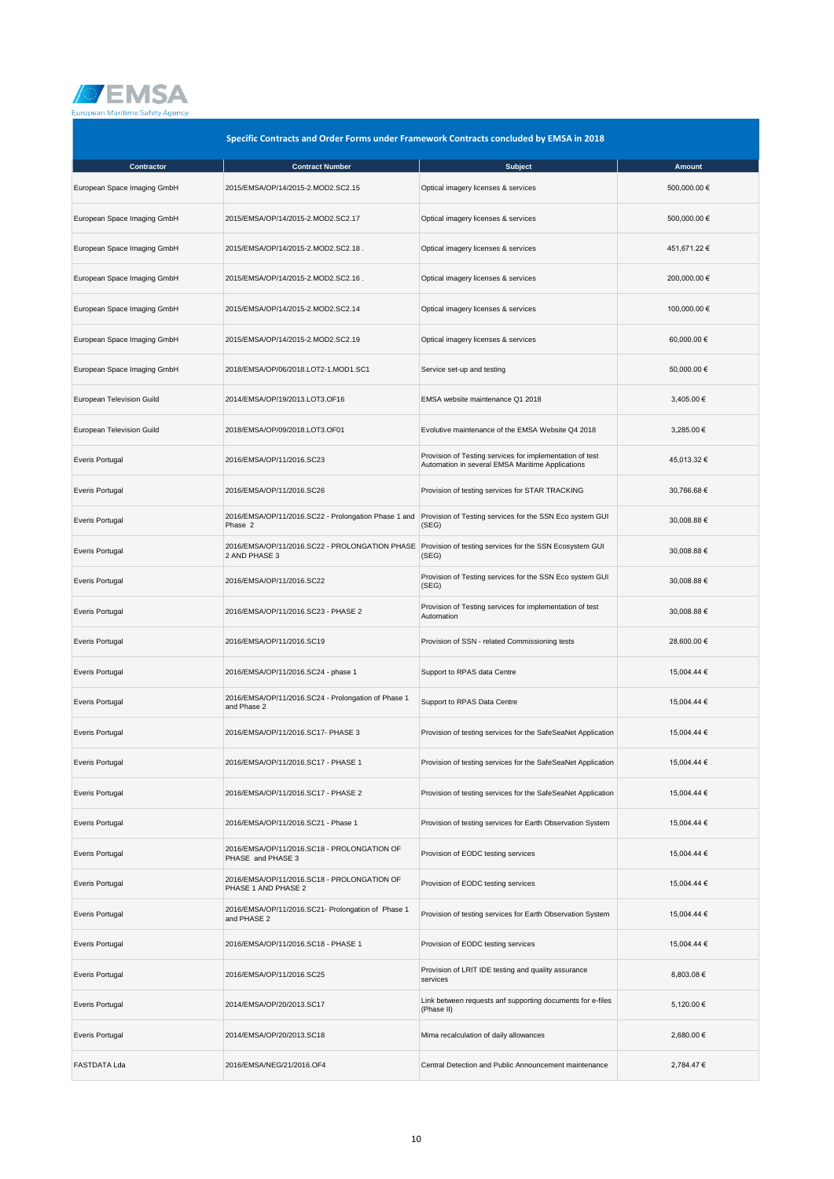## Specific Contracts and Order Forms under Framework Contracts concluded by EMSA in 2018

| Contractor | Contract Number | Subject | Amount |
|---|---|---|---|
| European Space Imaging GmbH | 2015/EMSA/OP/14/2015-2.MOD2.SC2.15 | Optical imagery licenses & services | 500,000.00 € |
| European Space Imaging GmbH | 2015/EMSA/OP/14/2015-2.MOD2.SC2.17 | Optical imagery licenses & services | 500,000.00 € |
| European Space Imaging GmbH | 2015/EMSA/OP/14/2015-2.MOD2.SC2.18 . | Optical imagery licenses & services | 451,671.22 € |
| European Space Imaging GmbH | 2015/EMSA/OP/14/2015-2.MOD2.SC2.16 . | Optical imagery licenses & services | 200,000.00 € |
| European Space Imaging GmbH | 2015/EMSA/OP/14/2015-2.MOD2.SC2.14 | Optical imagery licenses & services | 100,000.00 € |
| European Space Imaging GmbH | 2015/EMSA/OP/14/2015-2.MOD2.SC2.19 | Optical imagery licenses & services | 60,000.00 € |
| European Space Imaging GmbH | 2018/EMSA/OP/06/2018.LOT2-1.MOD1.SC1 | Service set-up and testing | 50,000.00 € |
| European Television Guild | 2014/EMSA/OP/19/2013.LOT3.OF16 | EMSA website maintenance Q1 2018 | 3,405.00 € |
| European Television Guild | 2018/EMSA/OP/09/2018.LOT3.OF01 | Evolutive maintenance of the EMSA Website Q4 2018 | 3,285.00 € |
| Everis Portugal | 2016/EMSA/OP/11/2016.SC23 | Provision of Testing services for implementation of test Automation in several EMSA Maritime Applications | 45,013.32 € |
| Everis Portugal | 2016/EMSA/OP/11/2016.SC26 | Provision of testing services for STAR TRACKING | 30,766.68 € |
| Everis Portugal | 2016/EMSA/OP/11/2016.SC22 - Prolongation Phase 1 and Phase 2 | Provision of Testing services for the SSN Eco system GUI (SEG) | 30,008.88 € |
| Everis Portugal | 2016/EMSA/OP/11/2016.SC22 - PROLONGATION PHASE 2 AND PHASE 3 | Provision of testing services for the SSN Ecosystem GUI (SEG) | 30,008.88 € |
| Everis Portugal | 2016/EMSA/OP/11/2016.SC22 | Provision of Testing services for the SSN Eco system GUI (SEG) | 30,008.88 € |
| Everis Portugal | 2016/EMSA/OP/11/2016.SC23 - PHASE 2 | Provision of Testing services for implementation of test Automation | 30,008.88 € |
| Everis Portugal | 2016/EMSA/OP/11/2016.SC19 | Provision of SSN - related Commissioning tests | 28,600.00 € |
| Everis Portugal | 2016/EMSA/OP/11/2016.SC24 - phase 1 | Support to RPAS data Centre | 15,004.44 € |
| Everis Portugal | 2016/EMSA/OP/11/2016.SC24 - Prolongation of Phase 1 and Phase 2 | Support to RPAS Data Centre | 15,004.44 € |
| Everis Portugal | 2016/EMSA/OP/11/2016.SC17- PHASE 3 | Provision of testing services for the SafeSeaNet Application | 15,004.44 € |
| Everis Portugal | 2016/EMSA/OP/11/2016.SC17 - PHASE 1 | Provision of testing services for the SafeSeaNet Application | 15,004.44 € |
| Everis Portugal | 2016/EMSA/OP/11/2016.SC17 - PHASE 2 | Provision of testing services for the SafeSeaNet Application | 15,004.44 € |
| Everis Portugal | 2016/EMSA/OP/11/2016.SC21 - Phase 1 | Provision of testing services for Earth Observation System | 15,004.44 € |
| Everis Portugal | 2016/EMSA/OP/11/2016.SC18 - PROLONGATION OF PHASE and PHASE 3 | Provision of EODC testing services | 15,004.44 € |
| Everis Portugal | 2016/EMSA/OP/11/2016.SC18 - PROLONGATION OF PHASE 1 AND PHASE 2 | Provision of EODC testing services | 15,004.44 € |
| Everis Portugal | 2016/EMSA/OP/11/2016.SC21- Prolongation of Phase 1 and PHASE 2 | Provision of testing services for Earth Observation System | 15,004.44 € |
| Everis Portugal | 2016/EMSA/OP/11/2016.SC18 - PHASE 1 | Provision of EODC testing services | 15,004.44 € |
| Everis Portugal | 2016/EMSA/OP/11/2016.SC25 | Provision of LRIT IDE testing and quality assurance services | 8,803.08 € |
| Everis Portugal | 2014/EMSA/OP/20/2013.SC17 | Link between requests anf supporting documents for e-files (Phase II) | 5,120.00 € |
| Everis Portugal | 2014/EMSA/OP/20/2013.SC18 | Mima recalculation of daily allowances | 2,680.00 € |
| FASTDATA Lda | 2016/EMSA/NEG/21/2016.OF4 | Central Detection and Public Announcement maintenance | 2,784.47 € |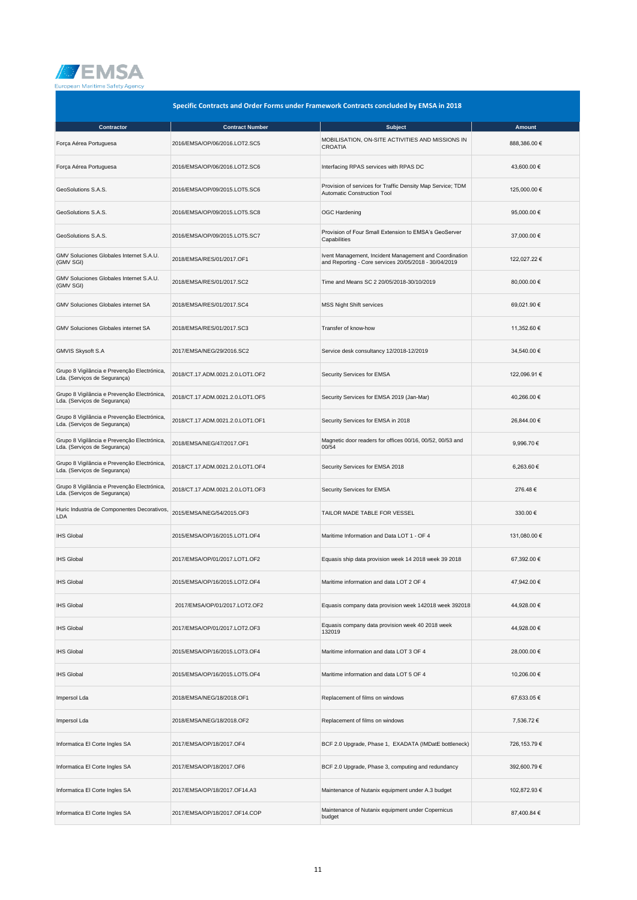EMSA
European Maritime Safety Agency

## Specific Contracts and Order Forms under Framework Contracts concluded by EMSA in 2018

| Contractor | Contract Number | Subject | Amount |
|---|---|---|---|
| Força Aérea Portuguesa | 2016/EMSA/OP/06/2016.LOT2.SC5 | MOBILISATION, ON-SITE ACTIVITIES AND MISSIONS IN CROATIA | 888,386.00 € |
| Força Aérea Portuguesa | 2016/EMSA/OP/06/2016.LOT2.SC6 | Interfacing RPAS services with RPAS DC | 43,600.00 € |
| GeoSolutions S.A.S. | 2016/EMSA/OP/09/2015.LOT5.SC6 | Provision of services for Traffic Density Map Service; TDM Automatic Construction Tool | 125,000.00 € |
| GeoSolutions S.A.S. | 2016/EMSA/OP/09/2015.LOT5.SC8 | OGC Hardening | 95,000.00 € |
| GeoSolutions S.A.S. | 2016/EMSA/OP/09/2015.LOT5.SC7 | Provision of Four Small Extension to EMSA's GeoServer Capabilities | 37,000.00 € |
| GMV Soluciones Globales Internet S.A.U. (GMV SGI) | 2018/EMSA/RES/01/2017.OF1 | Ivent Management, Incident Management and Coordination and Reporting - Core services 20/05/2018 - 30/04/2019 | 122,027.22 € |
| GMV Soluciones Globales Internet S.A.U. (GMV SGI) | 2018/EMSA/RES/01/2017.SC2 | Time and Means SC 2 20/05/2018-30/10/2019 | 80,000.00 € |
| GMV Soluciones Globales internet SA | 2018/EMSA/RES/01/2017.SC4 | MSS Night Shift services | 69,021.90 € |
| GMV Soluciones Globales internet SA | 2018/EMSA/RES/01/2017.SC3 | Transfer of know-how | 11,352.60 € |
| GMVIS Skysoft S.A | 2017/EMSA/NEG/29/2016.SC2 | Service desk consultancy 12/2018-12/2019 | 34,540.00 € |
| Grupo 8 Vigilância e Prevenção Electrónica, Lda. (Serviços de Segurança) | 2018/CT.17.ADM.0021.2.0.LOT1.OF2 | Security Services for EMSA | 122,096.91 € |
| Grupo 8 Vigilância e Prevenção Electrónica, Lda. (Serviços de Segurança) | 2018/CT.17.ADM.0021.2.0.LOT1.OF5 | Security Services for EMSA 2019 (Jan-Mar) | 40,266.00 € |
| Grupo 8 Vigilância e Prevenção Electrónica, Lda. (Serviços de Segurança) | 2018/CT.17.ADM.0021.2.0.LOT1.OF1 | Security Services for EMSA in 2018 | 26,844.00 € |
| Grupo 8 Vigilância e Prevenção Electrónica, Lda. (Serviços de Segurança) | 2018/EMSA/NEG/47/2017.OF1 | Magnetic door readers for offices 00/16, 00/52, 00/53 and 00/54 | 9,996.70 € |
| Grupo 8 Vigilância e Prevenção Electrónica, Lda. (Serviços de Segurança) | 2018/CT.17.ADM.0021.2.0.LOT1.OF4 | Security Services for EMSA 2018 | 6,263.60 € |
| Grupo 8 Vigilância e Prevenção Electrónica, Lda. (Serviços de Segurança) | 2018/CT.17.ADM.0021.2.0.LOT1.OF3 | Security Services for EMSA | 276.48 € |
| Huric Industria de Componentes Decorativos, LDA | 2015/EMSA/NEG/54/2015.OF3 | TAILOR MADE TABLE FOR VESSEL | 330.00 € |
| IHS Global | 2015/EMSA/OP/16/2015.LOT1.OF4 | Maritime Information and Data LOT 1 - OF 4 | 131,080.00 € |
| IHS Global | 2017/EMSA/OP/01/2017.LOT1.OF2 | Equasis ship data provision week 14 2018 week 39 2018 | 67,392.00 € |
| IHS Global | 2015/EMSA/OP/16/2015.LOT2.OF4 | Maritime information and data LOT 2 OF 4 | 47,942.00 € |
| IHS Global | 2017/EMSA/OP/01/2017.LOT2.OF2 | Equasis company data provision week 142018 week 392018 | 44,928.00 € |
| IHS Global | 2017/EMSA/OP/01/2017.LOT2.OF3 | Equasis company data provision week 40 2018 week 132019 | 44,928.00 € |
| IHS Global | 2015/EMSA/OP/16/2015.LOT3.OF4 | Maritime information and data LOT 3 OF 4 | 28,000.00 € |
| IHS Global | 2015/EMSA/OP/16/2015.LOT5.OF4 | Maritime information and data LOT 5 OF 4 | 10,206.00 € |
| Impersol Lda | 2018/EMSA/NEG/18/2018.OF1 | Replacement of films on windows | 67,633.05 € |
| Impersol Lda | 2018/EMSA/NEG/18/2018.OF2 | Replacement of films on windows | 7,536.72 € |
| Informatica El Corte Ingles SA | 2017/EMSA/OP/18/2017.OF4 | BCF 2.0 Upgrade, Phase 1, EXADATA (IMDatE bottleneck) | 726,153.79 € |
| Informatica El Corte Ingles SA | 2017/EMSA/OP/18/2017.OF6 | BCF 2.0 Upgrade, Phase 3, computing and redundancy | 392,600.79 € |
| Informatica El Corte Ingles SA | 2017/EMSA/OP/18/2017.OF14.A3 | Maintenance of Nutanix equipment under A.3 budget | 102,872.93 € |
| Informatica El Corte Ingles SA | 2017/EMSA/OP/18/2017.OF14.COP | Maintenance of Nutanix equipment under Copernicus budget | 87,400.84 € |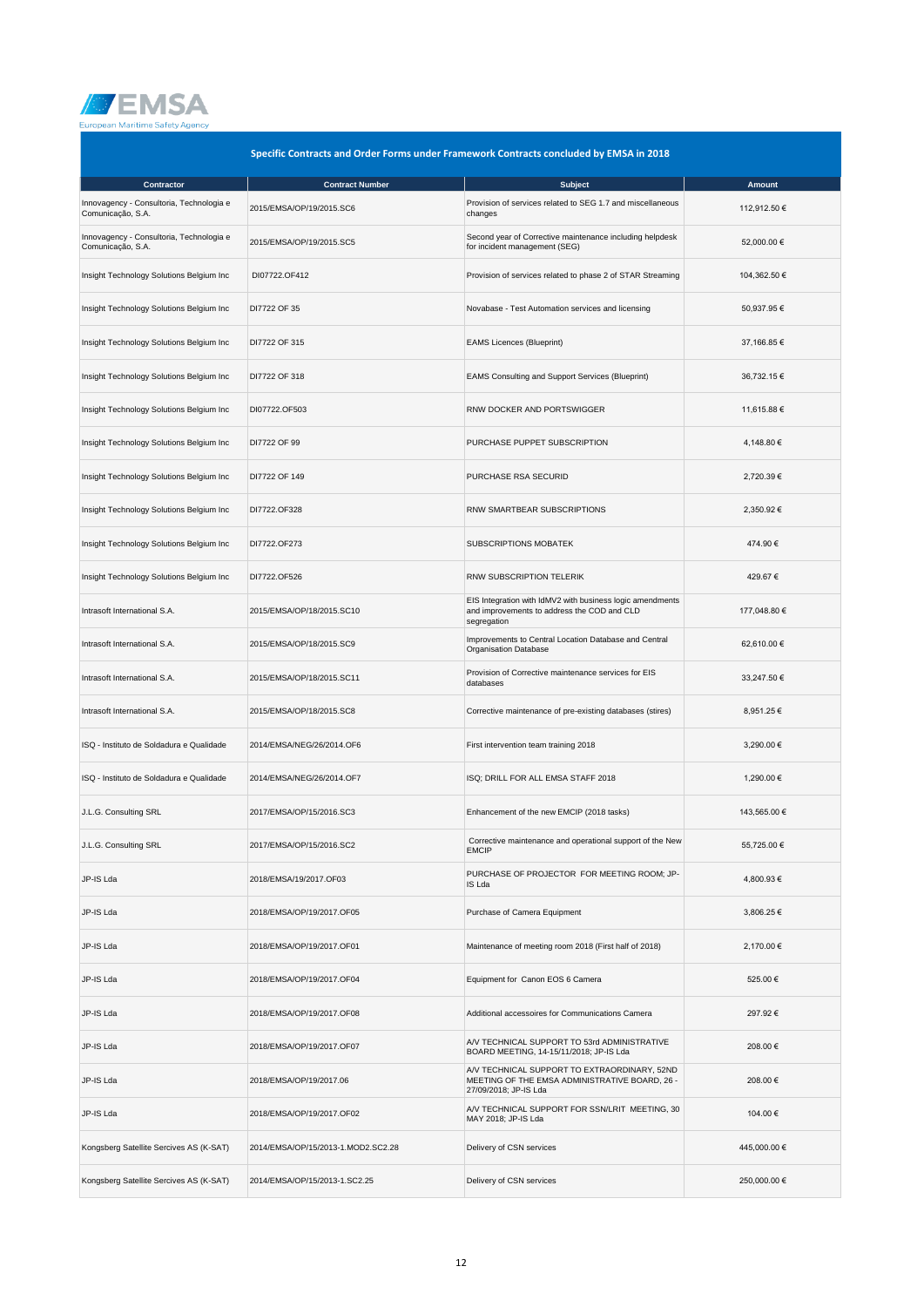## Specific Contracts and Order Forms under Framework Contracts concluded by EMSA in 2018

| Contractor | Contract Number | Subject | Amount |
|---|---|---|---|
| Innovagency - Consultoria, Technologia e Comunicação, S.A. | 2015/EMSA/OP/19/2015.SC6 | Provision of services related to SEG 1.7 and miscellaneous changes | 112,912.50 € |
| Innovagency - Consultoria, Technologia e Comunicação, S.A. | 2015/EMSA/OP/19/2015.SC5 | Second year of Corrective maintenance including helpdesk for incident management (SEG) | 52,000.00 € |
| Insight Technology Solutions Belgium Inc | DI07722.OF412 | Provision of services related to phase 2 of STAR Streaming | 104,362.50 € |
| Insight Technology Solutions Belgium Inc | DI7722 OF 35 | Novabase - Test Automation services and licensing | 50,937.95 € |
| Insight Technology Solutions Belgium Inc | DI7722 OF 315 | EAMS Licences (Blueprint) | 37,166.85 € |
| Insight Technology Solutions Belgium Inc | DI7722 OF 318 | EAMS Consulting and Support Services (Blueprint) | 36,732.15 € |
| Insight Technology Solutions Belgium Inc | DI07722.OF503 | RNW DOCKER AND PORTSWIGGER | 11,615.88 € |
| Insight Technology Solutions Belgium Inc | DI7722 OF 99 | PURCHASE PUPPET SUBSCRIPTION | 4,148.80 € |
| Insight Technology Solutions Belgium Inc | DI7722 OF 149 | PURCHASE RSA SECURID | 2,720.39 € |
| Insight Technology Solutions Belgium Inc | DI7722.OF328 | RNW SMARTBEAR SUBSCRIPTIONS | 2,350.92 € |
| Insight Technology Solutions Belgium Inc | DI7722.OF273 | SUBSCRIPTIONS MOBATEK | 474.90 € |
| Insight Technology Solutions Belgium Inc | DI7722.OF526 | RNW SUBSCRIPTION TELERIK | 429.67 € |
| Intrasoft International S.A. | 2015/EMSA/OP/18/2015.SC10 | EIS Integration with IdMV2 with business logic amendments and improvements to address the COD and CLD segregation | 177,048.80 € |
| Intrasoft International S.A. | 2015/EMSA/OP/18/2015.SC9 | Improvements to Central Location Database and Central Organisation Database | 62,610.00 € |
| Intrasoft International S.A. | 2015/EMSA/OP/18/2015.SC11 | Provision of Corrective maintenance services for EIS databases | 33,247.50 € |
| Intrasoft International S.A. | 2015/EMSA/OP/18/2015.SC8 | Corrective maintenance of pre-existing databases (stires) | 8,951.25 € |
| ISQ - Instituto de Soldadura e Qualidade | 2014/EMSA/NEG/26/2014.OF6 | First intervention team training 2018 | 3,290.00 € |
| ISQ - Instituto de Soldadura e Qualidade | 2014/EMSA/NEG/26/2014.OF7 | ISQ; DRILL FOR ALL EMSA STAFF 2018 | 1,290.00 € |
| J.L.G. Consulting SRL | 2017/EMSA/OP/15/2016.SC3 | Enhancement of the new EMCIP (2018 tasks) | 143,565.00 € |
| J.L.G. Consulting SRL | 2017/EMSA/OP/15/2016.SC2 | Corrective maintenance and operational support of the New EMCIP | 55,725.00 € |
| JP-IS Lda | 2018/EMSA/19/2017.OF03 | PURCHASE OF PROJECTOR FOR MEETING ROOM; JP-IS Lda | 4,800.93 € |
| JP-IS Lda | 2018/EMSA/OP/19/2017.OF05 | Purchase of Camera Equipment | 3,806.25 € |
| JP-IS Lda | 2018/EMSA/OP/19/2017.OF01 | Maintenance of meeting room 2018 (First half of 2018) | 2,170.00 € |
| JP-IS Lda | 2018/EMSA/OP/19/2017.OF04 | Equipment for Canon EOS 6 Camera | 525.00 € |
| JP-IS Lda | 2018/EMSA/OP/19/2017.OF08 | Additional accessoires for Communications Camera | 297.92 € |
| JP-IS Lda | 2018/EMSA/OP/19/2017.OF07 | A/V TECHNICAL SUPPORT TO 53rd ADMINISTRATIVE BOARD MEETING, 14-15/11/2018; JP-IS Lda | 208.00 € |
| JP-IS Lda | 2018/EMSA/OP/19/2017.06 | A/V TECHNICAL SUPPORT TO EXTRAORDINARY, 52ND MEETING OF THE EMSA ADMINISTRATIVE BOARD, 26 - 27/09/2018; JP-IS Lda | 208.00 € |
| JP-IS Lda | 2018/EMSA/OP/19/2017.OF02 | A/V TECHNICAL SUPPORT FOR SSN/LRIT MEETING, 30 MAY 2018; JP-IS Lda | 104.00 € |
| Kongsberg Satellite Sercives AS (K-SAT) | 2014/EMSA/OP/15/2013-1.MOD2.SC2.28 | Delivery of CSN services | 445,000.00 € |
| Kongsberg Satellite Sercives AS (K-SAT) | 2014/EMSA/OP/15/2013-1.SC2.25 | Delivery of CSN services | 250,000.00 € |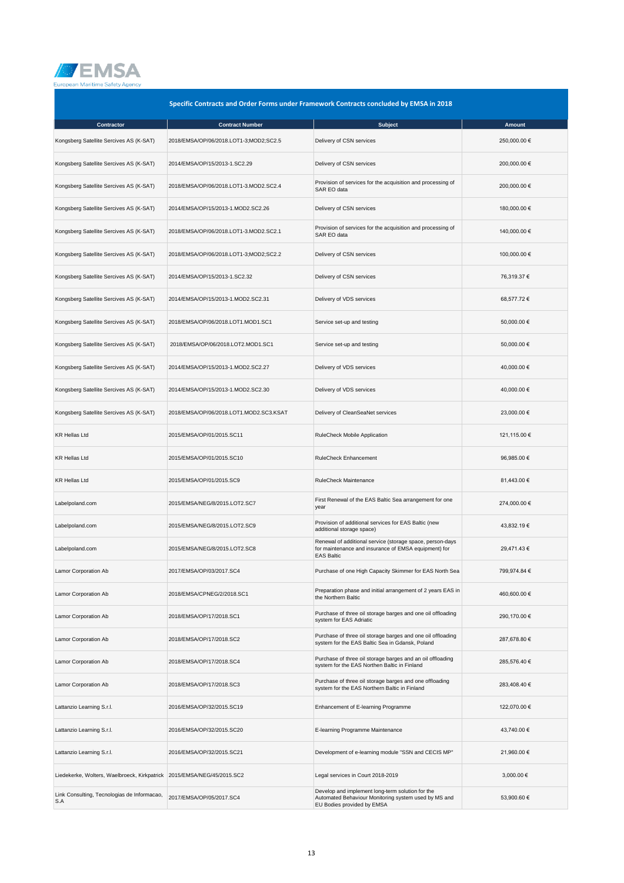## Specific Contracts and Order Forms under Framework Contracts concluded by EMSA in 2018

| Contractor | Contract Number | Subject | Amount |
|---|---|---|---|
| Kongsberg Satellite Sercives AS (K-SAT) | 2018/EMSA/OP/06/2018.LOT1-3;MOD2;SC2.5 | Delivery of CSN services | 250,000.00 € |
| Kongsberg Satellite Sercives AS (K-SAT) | 2014/EMSA/OP/15/2013-1.SC2.29 | Delivery of CSN services | 200,000.00 € |
| Kongsberg Satellite Sercives AS (K-SAT) | 2018/EMSA/OP/06/2018.LOT1-3.MOD2.SC2.4 | Provision of services for the acquisition and processing of SAR EO data | 200,000.00 € |
| Kongsberg Satellite Sercives AS (K-SAT) | 2014/EMSA/OP/15/2013-1.MOD2.SC2.26 | Delivery of CSN services | 180,000.00 € |
| Kongsberg Satellite Sercives AS (K-SAT) | 2018/EMSA/OP/06/2018.LOT1-3.MOD2.SC2.1 | Provision of services for the acquisition and processing of SAR EO data | 140,000.00 € |
| Kongsberg Satellite Sercives AS (K-SAT) | 2018/EMSA/OP/06/2018.LOT1-3;MOD2;SC2.2 | Delivery of CSN services | 100,000.00 € |
| Kongsberg Satellite Sercives AS (K-SAT) | 2014/EMSA/OP/15/2013-1.SC2.32 | Delivery of CSN services | 76,319.37 € |
| Kongsberg Satellite Sercives AS (K-SAT) | 2014/EMSA/OP/15/2013-1.MOD2.SC2.31 | Delivery of VDS services | 68,577.72 € |
| Kongsberg Satellite Sercives AS (K-SAT) | 2018/EMSA/OP/06/2018.LOT1.MOD1.SC1 | Service set-up and testing | 50,000.00 € |
| Kongsberg Satellite Sercives AS (K-SAT) | 2018/EMSA/OP/06/2018.LOT2.MOD1.SC1 | Service set-up and testing | 50,000.00 € |
| Kongsberg Satellite Sercives AS (K-SAT) | 2014/EMSA/OP/15/2013-1.MOD2.SC2.27 | Delivery of VDS services | 40,000.00 € |
| Kongsberg Satellite Sercives AS (K-SAT) | 2014/EMSA/OP/15/2013-1.MOD2.SC2.30 | Delivery of VDS services | 40,000.00 € |
| Kongsberg Satellite Sercives AS (K-SAT) | 2018/EMSA/OP/06/2018.LOT1.MOD2.SC3.KSAT | Delivery of CleanSeaNet services | 23,000.00 € |
| KR Hellas Ltd | 2015/EMSA/OP/01/2015.SC11 | RuleCheck Mobile Application | 121,115.00 € |
| KR Hellas Ltd | 2015/EMSA/OP/01/2015.SC10 | RuleCheck Enhancement | 96,985.00 € |
| KR Hellas Ltd | 2015/EMSA/OP/01/2015.SC9 | RuleCheck Maintenance | 81,443.00 € |
| Labelpoland.com | 2015/EMSA/NEG/8/2015.LOT2.SC7 | First Renewal of the EAS Baltic Sea arrangement for one year | 274,000.00 € |
| Labelpoland.com | 2015/EMSA/NEG/8/2015.LOT2.SC9 | Provision of additional services for EAS Baltic (new additional storage space) | 43,832.19 € |
| Labelpoland.com | 2015/EMSA/NEG/8/2015.LOT2.SC8 | Renewal of additional service (storage space, person-days for maintenance and insurance of EMSA equipment) for EAS Baltic | 29,471.43 € |
| Lamor Corporation Ab | 2017/EMSA/OP/03/2017.SC4 | Purchase of one High Capacity Skimmer for EAS North Sea | 799,974.84 € |
| Lamor Corporation Ab | 2018/EMSA/CPNEG/2/2018.SC1 | Preparation phase and initial arrangement of 2 years EAS in the Northern Baltic | 460,600.00 € |
| Lamor Corporation Ab | 2018/EMSA/OP/17/2018.SC1 | Purchase of three oil storage barges and one oil offloading system for EAS Adriatic | 290,170.00 € |
| Lamor Corporation Ab | 2018/EMSA/OP/17/2018.SC2 | Purchase of three oil storage barges and one oil offloading system for the EAS Baltic Sea in Gdansk, Poland | 287,678.80 € |
| Lamor Corporation Ab | 2018/EMSA/OP/17/2018.SC4 | Purchase of three oil storage barges and an oil offloading system for the EAS Northen Baltic in Finland | 285,576.40 € |
| Lamor Corporation Ab | 2018/EMSA/OP/17/2018.SC3 | Purchase of three oil storage barges and one offloading system for the EAS Northern Baltic in Finland | 283,408.40 € |
| Lattanzio Learning S.r.l. | 2016/EMSA/OP/32/2015.SC19 | Enhancement of E-learning Programme | 122,070.00 € |
| Lattanzio Learning S.r.l. | 2016/EMSA/OP/32/2015.SC20 | E-learning Programme Maintenance | 43,740.00 € |
| Lattanzio Learning S.r.l. | 2016/EMSA/OP/32/2015.SC21 | Development of e-learning module "SSN and CECIS MP" | 21,960.00 € |
| Liedekerke, Wolters, Waelbroeck, Kirkpatrick | 2015/EMSA/NEG/45/2015.SC2 | Legal services in Court 2018-2019 | 3,000.00 € |
| Link Consulting, Tecnologias de Informacao, S.A | 2017/EMSA/OP/05/2017.SC4 | Develop and implement long-term solution for the Automated Behaviour Monitoring system used by MS and EU Bodies provided by EMSA | 53,900.60 € |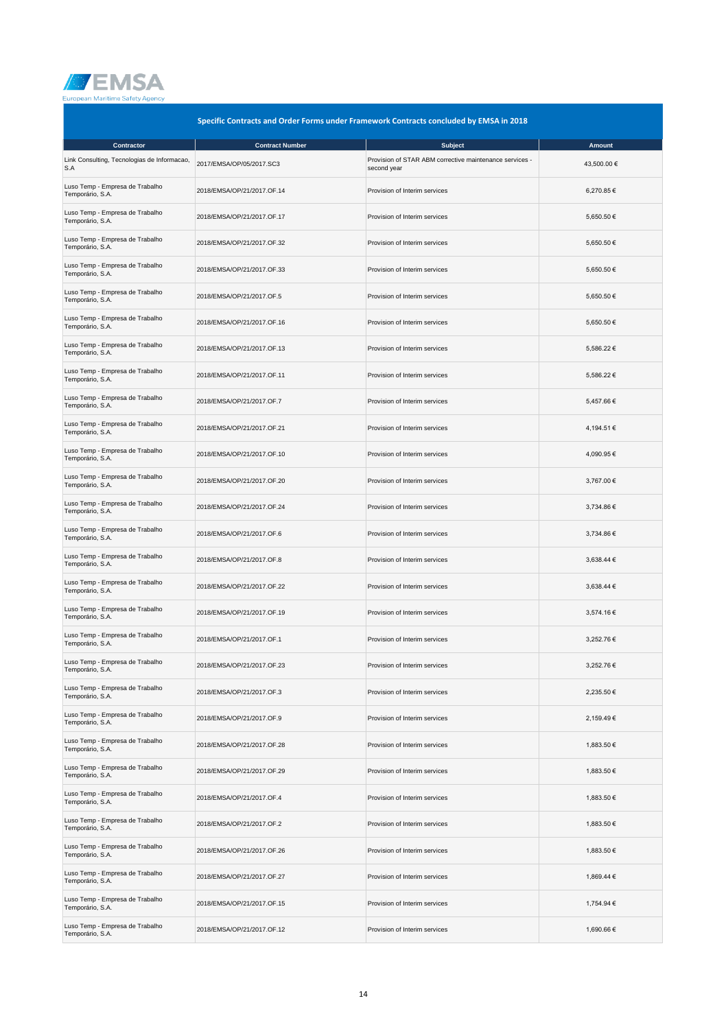## Specific Contracts and Order Forms under Framework Contracts concluded by EMSA in 2018

| Contractor | Contract Number | Subject | Amount |
|---|---|---|---|
| Link Consulting, Tecnologias de Informacao, S.A | 2017/EMSA/OP/05/2017.SC3 | Provision of STAR ABM corrective maintenance services - second year | 43,500.00 € |
| Luso Temp - Empresa de Trabalho Temporário, S.A. | 2018/EMSA/OP/21/2017.OF.14 | Provision of Interim services | 6,270.85 € |
| Luso Temp - Empresa de Trabalho Temporário, S.A. | 2018/EMSA/OP/21/2017.OF.17 | Provision of Interim services | 5,650.50 € |
| Luso Temp - Empresa de Trabalho Temporário, S.A. | 2018/EMSA/OP/21/2017.OF.32 | Provision of Interim services | 5,650.50 € |
| Luso Temp - Empresa de Trabalho Temporário, S.A. | 2018/EMSA/OP/21/2017.OF.33 | Provision of Interim services | 5,650.50 € |
| Luso Temp - Empresa de Trabalho Temporário, S.A. | 2018/EMSA/OP/21/2017.OF.5 | Provision of Interim services | 5,650.50 € |
| Luso Temp - Empresa de Trabalho Temporário, S.A. | 2018/EMSA/OP/21/2017.OF.16 | Provision of Interim services | 5,650.50 € |
| Luso Temp - Empresa de Trabalho Temporário, S.A. | 2018/EMSA/OP/21/2017.OF.13 | Provision of Interim services | 5,586.22 € |
| Luso Temp - Empresa de Trabalho Temporário, S.A. | 2018/EMSA/OP/21/2017.OF.11 | Provision of Interim services | 5,586.22 € |
| Luso Temp - Empresa de Trabalho Temporário, S.A. | 2018/EMSA/OP/21/2017.OF.7 | Provision of Interim services | 5,457.66 € |
| Luso Temp - Empresa de Trabalho Temporário, S.A. | 2018/EMSA/OP/21/2017.OF.21 | Provision of Interim services | 4,194.51 € |
| Luso Temp - Empresa de Trabalho Temporário, S.A. | 2018/EMSA/OP/21/2017.OF.10 | Provision of Interim services | 4,090.95 € |
| Luso Temp - Empresa de Trabalho Temporário, S.A. | 2018/EMSA/OP/21/2017.OF.20 | Provision of Interim services | 3,767.00 € |
| Luso Temp - Empresa de Trabalho Temporário, S.A. | 2018/EMSA/OP/21/2017.OF.24 | Provision of Interim services | 3,734.86 € |
| Luso Temp - Empresa de Trabalho Temporário, S.A. | 2018/EMSA/OP/21/2017.OF.6 | Provision of Interim services | 3,734.86 € |
| Luso Temp - Empresa de Trabalho Temporário, S.A. | 2018/EMSA/OP/21/2017.OF.8 | Provision of Interim services | 3,638.44 € |
| Luso Temp - Empresa de Trabalho Temporário, S.A. | 2018/EMSA/OP/21/2017.OF.22 | Provision of Interim services | 3,638.44 € |
| Luso Temp - Empresa de Trabalho Temporário, S.A. | 2018/EMSA/OP/21/2017.OF.19 | Provision of Interim services | 3,574.16 € |
| Luso Temp - Empresa de Trabalho Temporário, S.A. | 2018/EMSA/OP/21/2017.OF.1 | Provision of Interim services | 3,252.76 € |
| Luso Temp - Empresa de Trabalho Temporário, S.A. | 2018/EMSA/OP/21/2017.OF.23 | Provision of Interim services | 3,252.76 € |
| Luso Temp - Empresa de Trabalho Temporário, S.A. | 2018/EMSA/OP/21/2017.OF.3 | Provision of Interim services | 2,235.50 € |
| Luso Temp - Empresa de Trabalho Temporário, S.A. | 2018/EMSA/OP/21/2017.OF.9 | Provision of Interim services | 2,159.49 € |
| Luso Temp - Empresa de Trabalho Temporário, S.A. | 2018/EMSA/OP/21/2017.OF.28 | Provision of Interim services | 1,883.50 € |
| Luso Temp - Empresa de Trabalho Temporário, S.A. | 2018/EMSA/OP/21/2017.OF.29 | Provision of Interim services | 1,883.50 € |
| Luso Temp - Empresa de Trabalho Temporário, S.A. | 2018/EMSA/OP/21/2017.OF.4 | Provision of Interim services | 1,883.50 € |
| Luso Temp - Empresa de Trabalho Temporário, S.A. | 2018/EMSA/OP/21/2017.OF.2 | Provision of Interim services | 1,883.50 € |
| Luso Temp - Empresa de Trabalho Temporário, S.A. | 2018/EMSA/OP/21/2017.OF.26 | Provision of Interim services | 1,883.50 € |
| Luso Temp - Empresa de Trabalho Temporário, S.A. | 2018/EMSA/OP/21/2017.OF.27 | Provision of Interim services | 1,869.44 € |
| Luso Temp - Empresa de Trabalho Temporário, S.A. | 2018/EMSA/OP/21/2017.OF.15 | Provision of Interim services | 1,754.94 € |
| Luso Temp - Empresa de Trabalho Temporário, S.A. | 2018/EMSA/OP/21/2017.OF.12 | Provision of Interim services | 1,690.66 € |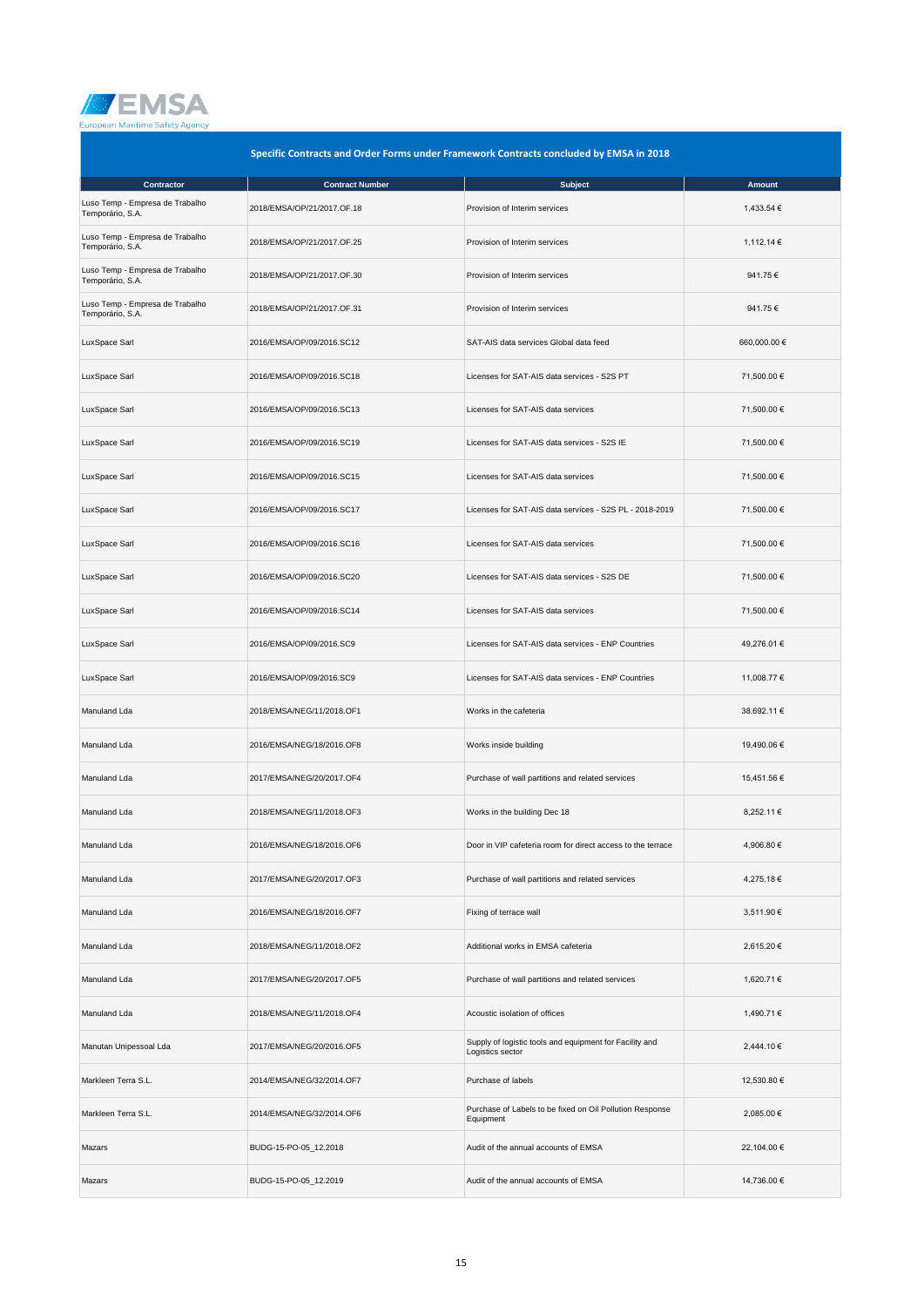## Specific Contracts and Order Forms under Framework Contracts concluded by EMSA in 2018

| Contractor | Contract Number | Subject | Amount |
|---|---|---|---|
| Luso Temp - Empresa de Trabalho Temporário, S.A. | 2018/EMSA/OP/21/2017.OF.18 | Provision of Interim services | 1,433.54 € |
| Luso Temp - Empresa de Trabalho Temporário, S.A. | 2018/EMSA/OP/21/2017.OF.25 | Provision of Interim services | 1,112.14 € |
| Luso Temp - Empresa de Trabalho Temporário, S.A. | 2018/EMSA/OP/21/2017.OF.30 | Provision of Interim services | 941.75 € |
| Luso Temp - Empresa de Trabalho Temporário, S.A. | 2018/EMSA/OP/21/2017.OF.31 | Provision of Interim services | 941.75 € |
| LuxSpace Sarl | 2016/EMSA/OP/09/2016.SC12 | SAT-AIS data services Global data feed | 660,000.00 € |
| LuxSpace Sarl | 2016/EMSA/OP/09/2016.SC18 | Licenses for SAT-AIS data services - S2S PT | 71,500.00 € |
| LuxSpace Sarl | 2016/EMSA/OP/09/2016.SC13 | Licenses for SAT-AIS data services | 71,500.00 € |
| LuxSpace Sarl | 2016/EMSA/OP/09/2016.SC19 | Licenses for SAT-AIS data services - S2S IE | 71,500.00 € |
| LuxSpace Sarl | 2016/EMSA/OP/09/2016.SC15 | Licenses for SAT-AIS data services | 71,500.00 € |
| LuxSpace Sarl | 2016/EMSA/OP/09/2016.SC17 | Licenses for SAT-AIS data services - S2S PL - 2018-2019 | 71,500.00 € |
| LuxSpace Sarl | 2016/EMSA/OP/09/2016.SC16 | Licenses for SAT-AIS data services | 71,500.00 € |
| LuxSpace Sarl | 2016/EMSA/OP/09/2016.SC20 | Licenses for SAT-AIS data services - S2S DE | 71,500.00 € |
| LuxSpace Sarl | 2016/EMSA/OP/09/2016.SC14 | Licenses for SAT-AIS data services | 71,500.00 € |
| LuxSpace Sarl | 2016/EMSA/OP/09/2016.SC9 | Licenses for SAT-AIS data services - ENP Countries | 49,276.01 € |
| LuxSpace Sarl | 2016/EMSA/OP/09/2016.SC9 | Licenses for SAT-AIS data services - ENP Countries | 11,008.77 € |
| Manuland Lda | 2018/EMSA/NEG/11/2018.OF1 | Works in the cafeteria | 38,692.11 € |
| Manuland Lda | 2016/EMSA/NEG/18/2016.OF8 | Works inside building | 19,490.06 € |
| Manuland Lda | 2017/EMSA/NEG/20/2017.OF4 | Purchase of wall partitions and related services | 15,451.56 € |
| Manuland Lda | 2018/EMSA/NEG/11/2018.OF3 | Works in the building Dec 18 | 8,252.11 € |
| Manuland Lda | 2016/EMSA/NEG/18/2016.OF6 | Door in VIP cafeteria room for direct access to the terrace | 4,906.80 € |
| Manuland Lda | 2017/EMSA/NEG/20/2017.OF3 | Purchase of wall partitions and related services | 4,275.18 € |
| Manuland Lda | 2016/EMSA/NEG/18/2016.OF7 | Fixing of terrace wall | 3,511.90 € |
| Manuland Lda | 2018/EMSA/NEG/11/2018.OF2 | Additional works in EMSA cafeteria | 2,615.20 € |
| Manuland Lda | 2017/EMSA/NEG/20/2017.OF5 | Purchase of wall partitions and related services | 1,620.71 € |
| Manuland Lda | 2018/EMSA/NEG/11/2018.OF4 | Acoustic isolation of offices | 1,490.71 € |
| Manutan Unipessoal Lda | 2017/EMSA/NEG/20/2016.OF5 | Supply of logistic tools and equipment for Facility and Logistics sector | 2,444.10 € |
| Markleen Terra S.L. | 2014/EMSA/NEG/32/2014.OF7 | Purchase of labels | 12,530.80 € |
| Markleen Terra S.L. | 2014/EMSA/NEG/32/2014.OF6 | Purchase of Labels to be fixed on Oil Pollution Response Equipment | 2,085.00 € |
| Mazars | BUDG-15-PO-05_12.2018 | Audit of the annual accounts of EMSA | 22,104.00 € |
| Mazars | BUDG-15-PO-05_12.2019 | Audit of the annual accounts of EMSA | 14,736.00 € |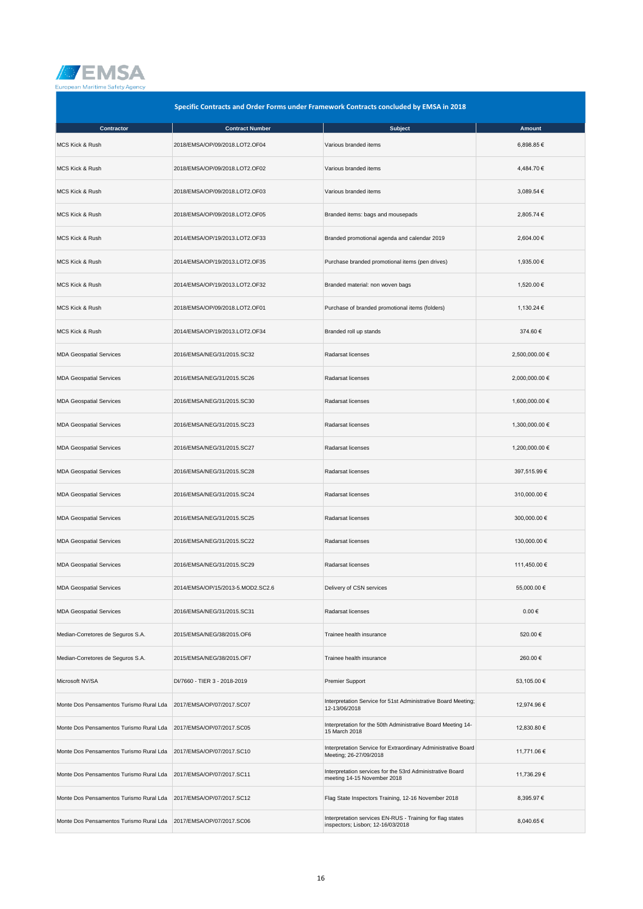EMSA
European Maritime Safety Agency

## Specific Contracts and Order Forms under Framework Contracts concluded by EMSA in 2018

| Contractor | Contract Number | Subject | Amount |
|---|---|---|---|
| MCS Kick & Rush | 2018/EMSA/OP/09/2018.LOT2.OF04 | Various branded items | 6,898.85 € |
| MCS Kick & Rush | 2018/EMSA/OP/09/2018.LOT2.OF02 | Various branded items | 4,484.70 € |
| MCS Kick & Rush | 2018/EMSA/OP/09/2018.LOT2.OF03 | Various branded items | 3,089.54 € |
| MCS Kick & Rush | 2018/EMSA/OP/09/2018.LOT2.OF05 | Branded items: bags and mousepads | 2,805.74 € |
| MCS Kick & Rush | 2014/EMSA/OP/19/2013.LOT2.OF33 | Branded promotional agenda and calendar 2019 | 2,604.00 € |
| MCS Kick & Rush | 2014/EMSA/OP/19/2013.LOT2.OF35 | Purchase branded promotional items (pen drives) | 1,935.00 € |
| MCS Kick & Rush | 2014/EMSA/OP/19/2013.LOT2.OF32 | Branded material: non woven bags | 1,520.00 € |
| MCS Kick & Rush | 2018/EMSA/OP/09/2018.LOT2.OF01 | Purchase of branded promotional items (folders) | 1,130.24 € |
| MCS Kick & Rush | 2014/EMSA/OP/19/2013.LOT2.OF34 | Branded roll up stands | 374.60 € |
| MDA Geospatial Services | 2016/EMSA/NEG/31/2015.SC32 | Radarsat licenses | 2,500,000.00 € |
| MDA Geospatial Services | 2016/EMSA/NEG/31/2015.SC26 | Radarsat licenses | 2,000,000.00 € |
| MDA Geospatial Services | 2016/EMSA/NEG/31/2015.SC30 | Radarsat licenses | 1,600,000.00 € |
| MDA Geospatial Services | 2016/EMSA/NEG/31/2015.SC23 | Radarsat licenses | 1,300,000.00 € |
| MDA Geospatial Services | 2016/EMSA/NEG/31/2015.SC27 | Radarsat licenses | 1,200,000.00 € |
| MDA Geospatial Services | 2016/EMSA/NEG/31/2015.SC28 | Radarsat licenses | 397,515.99 € |
| MDA Geospatial Services | 2016/EMSA/NEG/31/2015.SC24 | Radarsat licenses | 310,000.00 € |
| MDA Geospatial Services | 2016/EMSA/NEG/31/2015.SC25 | Radarsat licenses | 300,000.00 € |
| MDA Geospatial Services | 2016/EMSA/NEG/31/2015.SC22 | Radarsat licenses | 130,000.00 € |
| MDA Geospatial Services | 2016/EMSA/NEG/31/2015.SC29 | Radarsat licenses | 111,450.00 € |
| MDA Geospatial Services | 2014/EMSA/OP/15/2013-5.MOD2.SC2.6 | Delivery of CSN services | 55,000.00 € |
| MDA Geospatial Services | 2016/EMSA/NEG/31/2015.SC31 | Radarsat licenses | 0.00 € |
| Median-Corretores de Seguros S.A. | 2015/EMSA/NEG/38/2015.OF6 | Trainee health insurance | 520.00 € |
| Median-Corretores de Seguros S.A. | 2015/EMSA/NEG/38/2015.OF7 | Trainee health insurance | 260.00 € |
| Microsoft NV/SA | DI/7660 - TIER 3 - 2018-2019 | Premier Support | 53,105.00 € |
| Monte Dos Pensamentos Turismo Rural Lda | 2017/EMSA/OP/07/2017.SC07 | Interpretation Service for 51st Administrative Board Meeting; 12-13/06/2018 | 12,974.96 € |
| Monte Dos Pensamentos Turismo Rural Lda | 2017/EMSA/OP/07/2017.SC05 | Interpretation for the 50th Administrative Board Meeting 14-15 March 2018 | 12,830.80 € |
| Monte Dos Pensamentos Turismo Rural Lda | 2017/EMSA/OP/07/2017.SC10 | Interpretation Service for Extraordinary Administrative Board Meeting; 26-27/09/2018 | 11,771.06 € |
| Monte Dos Pensamentos Turismo Rural Lda | 2017/EMSA/OP/07/2017.SC11 | Interpretation services for the 53rd Administrative Board meeting 14-15 November 2018 | 11,736.29 € |
| Monte Dos Pensamentos Turismo Rural Lda | 2017/EMSA/OP/07/2017.SC12 | Flag State Inspectors Training, 12-16 November 2018 | 8,395.97 € |
| Monte Dos Pensamentos Turismo Rural Lda | 2017/EMSA/OP/07/2017.SC06 | Interpretation services EN-RUS - Training for flag states inspectors; Lisbon; 12-16/03/2018 | 8,040.65 € |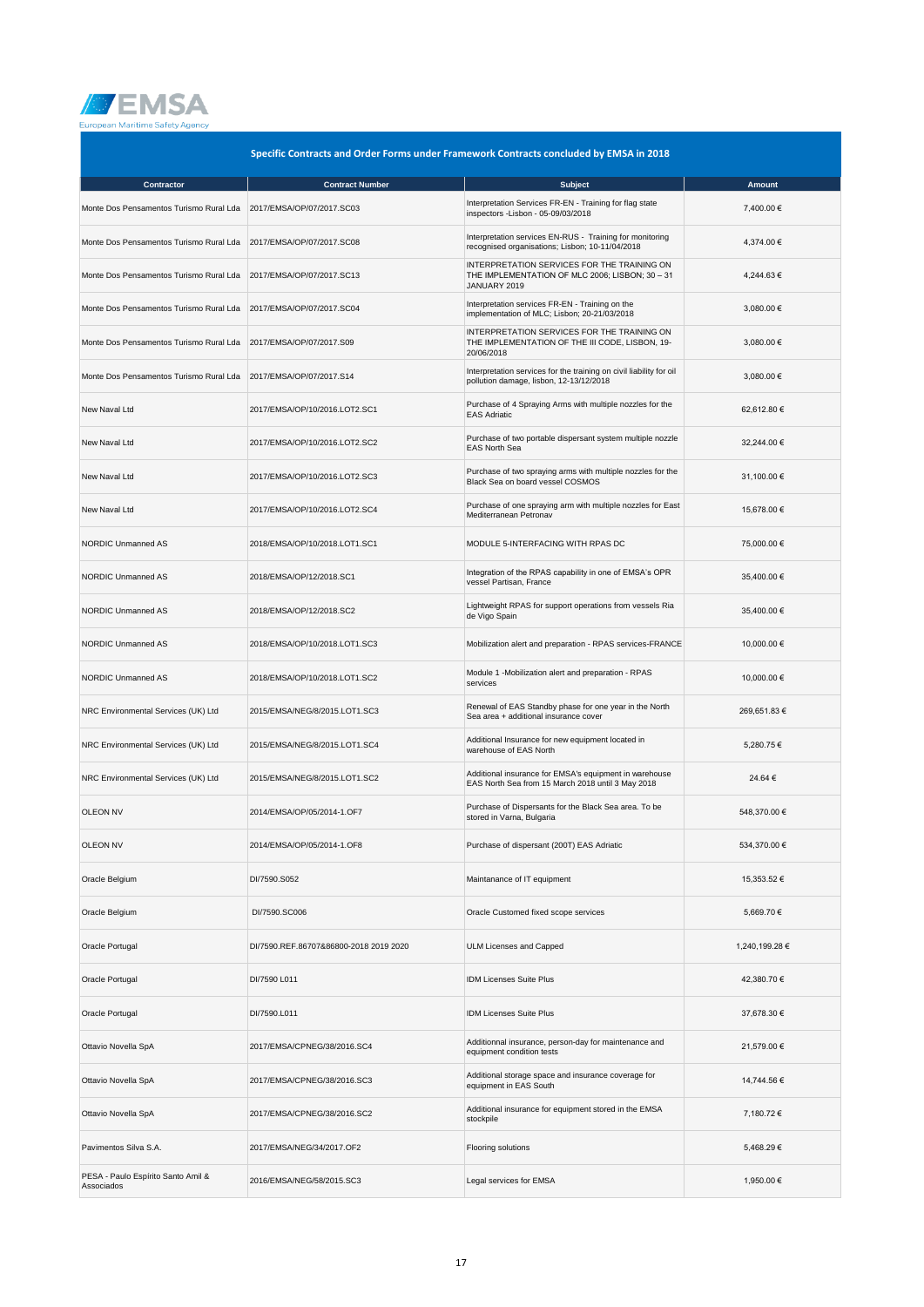## Specific Contracts and Order Forms under Framework Contracts concluded by EMSA in 2018

| Contractor | Contract Number | Subject | Amount |
|---|---|---|---|
| Monte Dos Pensamentos Turismo Rural Lda | 2017/EMSA/OP/07/2017.SC03 | Interpretation Services FR-EN - Training for flag state inspectors -Lisbon - 05-09/03/2018 | 7,400.00 € |
| Monte Dos Pensamentos Turismo Rural Lda | 2017/EMSA/OP/07/2017.SC08 | Interpretation services EN-RUS - Training for monitoring recognised organisations; Lisbon; 10-11/04/2018 | 4,374.00 € |
| Monte Dos Pensamentos Turismo Rural Lda | 2017/EMSA/OP/07/2017.SC13 | INTERPRETATION SERVICES FOR THE TRAINING ON THE IMPLEMENTATION OF MLC 2006; LISBON; 30 – 31 JANUARY 2019 | 4,244.63 € |
| Monte Dos Pensamentos Turismo Rural Lda | 2017/EMSA/OP/07/2017.SC04 | Interpretation services FR-EN - Training on the implementation of MLC; Lisbon; 20-21/03/2018 | 3,080.00 € |
| Monte Dos Pensamentos Turismo Rural Lda | 2017/EMSA/OP/07/2017.S09 | INTERPRETATION SERVICES FOR THE TRAINING ON THE IMPLEMENTATION OF THE III CODE, LISBON, 19-20/06/2018 | 3,080.00 € |
| Monte Dos Pensamentos Turismo Rural Lda | 2017/EMSA/OP/07/2017.S14 | Interpretation services for the training on civil liability for oil pollution damage, lisbon, 12-13/12/2018 | 3,080.00 € |
| New Naval Ltd | 2017/EMSA/OP/10/2016.LOT2.SC1 | Purchase of 4 Spraying Arms with multiple nozzles for the EAS Adriatic | 62,612.80 € |
| New Naval Ltd | 2017/EMSA/OP/10/2016.LOT2.SC2 | Purchase of two portable dispersant system multiple nozzle EAS North Sea | 32,244.00 € |
| New Naval Ltd | 2017/EMSA/OP/10/2016.LOT2.SC3 | Purchase of two spraying arms with multiple nozzles for the Black Sea on board vessel COSMOS | 31,100.00 € |
| New Naval Ltd | 2017/EMSA/OP/10/2016.LOT2.SC4 | Purchase of one spraying arm with multiple nozzles for East Mediterranean Petronav | 15,678.00 € |
| NORDIC Unmanned AS | 2018/EMSA/OP/10/2018.LOT1.SC1 | MODULE 5-INTERFACING WITH RPAS DC | 75,000.00 € |
| NORDIC Unmanned AS | 2018/EMSA/OP/12/2018.SC1 | Integration of the RPAS capability in one of EMSA's OPR vessel Partisan, France | 35,400.00 € |
| NORDIC Unmanned AS | 2018/EMSA/OP/12/2018.SC2 | Lightweight RPAS for support operations from vessels Ria de Vigo Spain | 35,400.00 € |
| NORDIC Unmanned AS | 2018/EMSA/OP/10/2018.LOT1.SC3 | Mobilization alert and preparation - RPAS services-FRANCE | 10,000.00 € |
| NORDIC Unmanned AS | 2018/EMSA/OP/10/2018.LOT1.SC2 | Module 1 -Mobilization alert and preparation - RPAS services | 10,000.00 € |
| NRC Environmental Services (UK) Ltd | 2015/EMSA/NEG/8/2015.LOT1.SC3 | Renewal of EAS Standby phase for one year in the North Sea area + additional insurance cover | 269,651.83 € |
| NRC Environmental Services (UK) Ltd | 2015/EMSA/NEG/8/2015.LOT1.SC4 | Additional Insurance for new equipment located in warehouse of EAS North | 5,280.75 € |
| NRC Environmental Services (UK) Ltd | 2015/EMSA/NEG/8/2015.LOT1.SC2 | Additional insurance for EMSA's equipment in warehouse EAS North Sea from 15 March 2018 until 3 May 2018 | 24.64 € |
| OLEON NV | 2014/EMSA/OP/05/2014-1.OF7 | Purchase of Dispersants for the Black Sea area. To be stored in Varna, Bulgaria | 548,370.00 € |
| OLEON NV | 2014/EMSA/OP/05/2014-1.OF8 | Purchase of dispersant (200T) EAS Adriatic | 534,370.00 € |
| Oracle Belgium | DI/7590.S052 | Maintanance of IT equipment | 15,353.52 € |
| Oracle Belgium | DI/7590.SC006 | Oracle Customed fixed scope services | 5,669.70 € |
| Oracle Portugal | DI/7590.REF.86707&86800-2018 2019 2020 | ULM Licenses and Capped | 1,240,199.28 € |
| Oracle Portugal | DI/7590 L011 | IDM Licenses Suite Plus | 42,380.70 € |
| Oracle Portugal | DI/7590.L011 | IDM Licenses Suite Plus | 37,678.30 € |
| Ottavio Novella SpA | 2017/EMSA/CPNEG/38/2016.SC4 | Additionnal insurance, person-day for maintenance and equipment condition tests | 21,579.00 € |
| Ottavio Novella SpA | 2017/EMSA/CPNEG/38/2016.SC3 | Additional storage space and insurance coverage for equipment in EAS South | 14,744.56 € |
| Ottavio Novella SpA | 2017/EMSA/CPNEG/38/2016.SC2 | Additional insurance for equipment stored in the EMSA stockpile | 7,180.72 € |
| Pavimentos Silva S.A. | 2017/EMSA/NEG/34/2017.OF2 | Flooring solutions | 5,468.29 € |
| PESA - Paulo Espírito Santo Amil & Associados | 2016/EMSA/NEG/58/2015.SC3 | Legal services for EMSA | 1,950.00 € |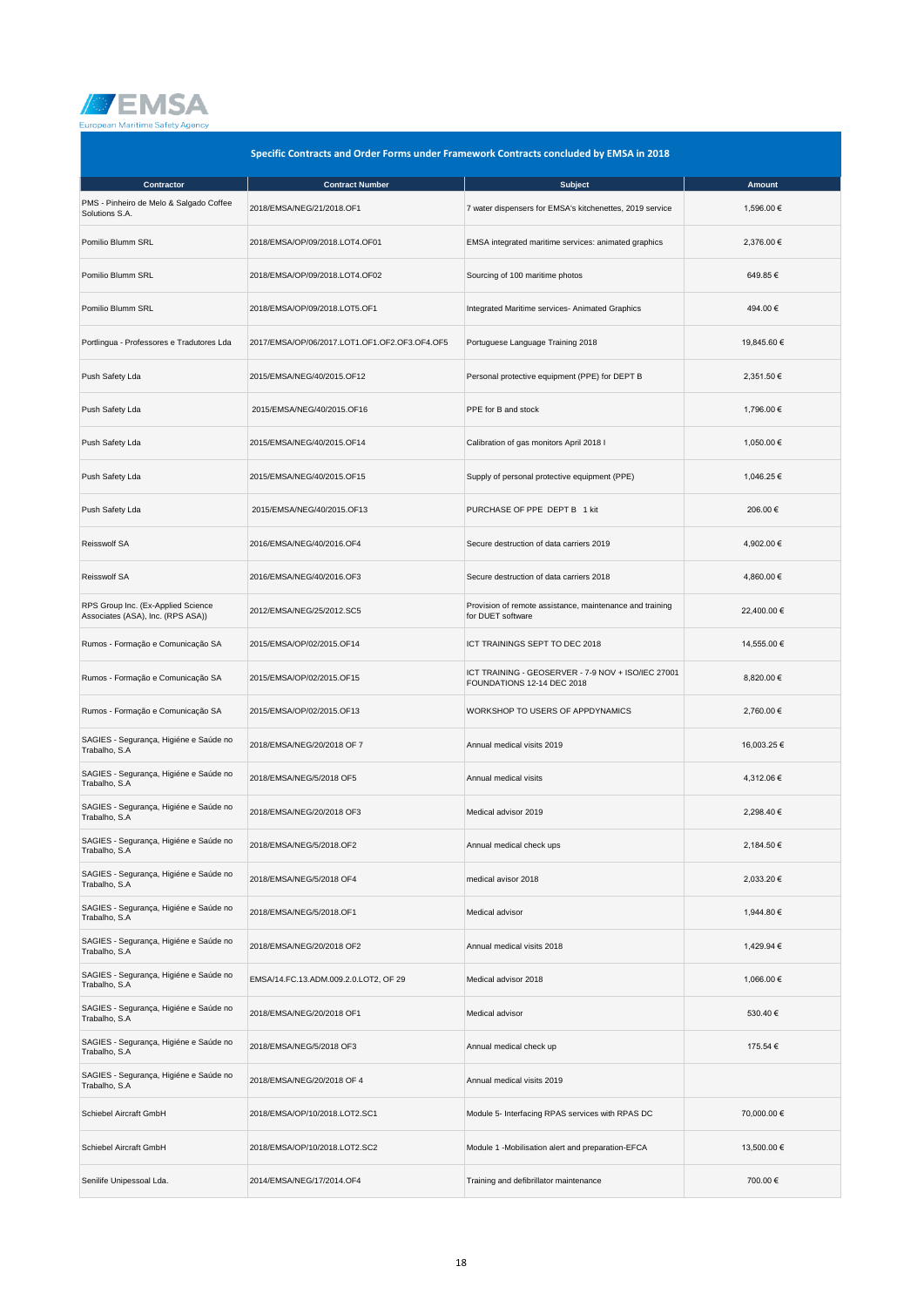## Specific Contracts and Order Forms under Framework Contracts concluded by EMSA in 2018

| Contractor | Contract Number | Subject | Amount |
|---|---|---|---|
| PMS - Pinheiro de Melo & Salgado Coffee Solutions S.A. | 2018/EMSA/NEG/21/2018.OF1 | 7 water dispensers for EMSA's kitchenettes, 2019 service | 1,596.00 € |
| Pomilio Blumm SRL | 2018/EMSA/OP/09/2018.LOT4.OF01 | EMSA integrated maritime services: animated graphics | 2,376.00 € |
| Pomilio Blumm SRL | 2018/EMSA/OP/09/2018.LOT4.OF02 | Sourcing of 100 maritime photos | 649.85 € |
| Pomilio Blumm SRL | 2018/EMSA/OP/09/2018.LOT5.OF1 | Integrated Maritime services- Animated Graphics | 494.00 € |
| Portlingua - Professores e Tradutores Lda | 2017/EMSA/OP/06/2017.LOT1.OF1.OF2.OF3.OF4.OF5 | Portuguese Language Training 2018 | 19,845.60 € |
| Push Safety Lda | 2015/EMSA/NEG/40/2015.OF12 | Personal protective equipment (PPE) for DEPT B | 2,351.50 € |
| Push Safety Lda | 2015/EMSA/NEG/40/2015.OF16 | PPE for B and stock | 1,796.00 € |
| Push Safety Lda | 2015/EMSA/NEG/40/2015.OF14 | Calibration of gas monitors April 2018 I | 1,050.00 € |
| Push Safety Lda | 2015/EMSA/NEG/40/2015.OF15 | Supply of personal protective equipment (PPE) | 1,046.25 € |
| Push Safety Lda | 2015/EMSA/NEG/40/2015.OF13 | PURCHASE OF PPE DEPT B 1 kit | 206.00 € |
| Reisswolf SA | 2016/EMSA/NEG/40/2016.OF4 | Secure destruction of data carriers 2019 | 4,902.00 € |
| Reisswolf SA | 2016/EMSA/NEG/40/2016.OF3 | Secure destruction of data carriers 2018 | 4,860.00 € |
| RPS Group Inc. (Ex-Applied Science Associates (ASA), Inc. (RPS ASA)) | 2012/EMSA/NEG/25/2012.SC5 | Provision of remote assistance, maintenance and training for DUET software | 22,400.00 € |
| Rumos - Formação e Comunicação SA | 2015/EMSA/OP/02/2015.OF14 | ICT TRAININGS SEPT TO DEC 2018 | 14,555.00 € |
| Rumos - Formação e Comunicação SA | 2015/EMSA/OP/02/2015.OF15 | ICT TRAINING - GEOSERVER - 7-9 NOV + ISO/IEC 27001 FOUNDATIONS 12-14 DEC 2018 | 8,820.00 € |
| Rumos - Formação e Comunicação SA | 2015/EMSA/OP/02/2015.OF13 | WORKSHOP TO USERS OF APPDYNAMICS | 2,760.00 € |
| SAGIES - Segurança, Higiéne e Saúde no Trabalho, S.A | 2018/EMSA/NEG/20/2018 OF 7 | Annual medical visits 2019 | 16,003.25 € |
| SAGIES - Segurança, Higiéne e Saúde no Trabalho, S.A | 2018/EMSA/NEG/5/2018 OF5 | Annual medical visits | 4,312.06 € |
| SAGIES - Segurança, Higiéne e Saúde no Trabalho, S.A | 2018/EMSA/NEG/20/2018 OF3 | Medical advisor 2019 | 2,298.40 € |
| SAGIES - Segurança, Higiéne e Saúde no Trabalho, S.A | 2018/EMSA/NEG/5/2018.OF2 | Annual medical check ups | 2,184.50 € |
| SAGIES - Segurança, Higiéne e Saúde no Trabalho, S.A | 2018/EMSA/NEG/5/2018 OF4 | medical avisor 2018 | 2,033.20 € |
| SAGIES - Segurança, Higiéne e Saúde no Trabalho, S.A | 2018/EMSA/NEG/5/2018.OF1 | Medical advisor | 1,944.80 € |
| SAGIES - Segurança, Higiéne e Saúde no Trabalho, S.A | 2018/EMSA/NEG/20/2018 OF2 | Annual medical visits 2018 | 1,429.94 € |
| SAGIES - Segurança, Higiéne e Saúde no Trabalho, S.A | EMSA/14.FC.13.ADM.009.2.0.LOT2, OF 29 | Medical advisor 2018 | 1,066.00 € |
| SAGIES - Segurança, Higiéne e Saúde no Trabalho, S.A | 2018/EMSA/NEG/20/2018 OF1 | Medical advisor | 530.40 € |
| SAGIES - Segurança, Higiéne e Saúde no Trabalho, S.A | 2018/EMSA/NEG/5/2018 OF3 | Annual medical check up | 175.54 € |
| SAGIES - Segurança, Higiéne e Saúde no Trabalho, S.A | 2018/EMSA/NEG/20/2018 OF 4 | Annual medical visits 2019 | |
| Schiebel Aircraft GmbH | 2018/EMSA/OP/10/2018.LOT2.SC1 | Module 5- Interfacing RPAS services with RPAS DC | 70,000.00 € |
| Schiebel Aircraft GmbH | 2018/EMSA/OP/10/2018.LOT2.SC2 | Module 1 -Mobilisation alert and preparation-EFCA | 13,500.00 € |
| Senilife Unipessoal Lda. | 2014/EMSA/NEG/17/2014.OF4 | Training and defibrillator maintenance | 700.00 € |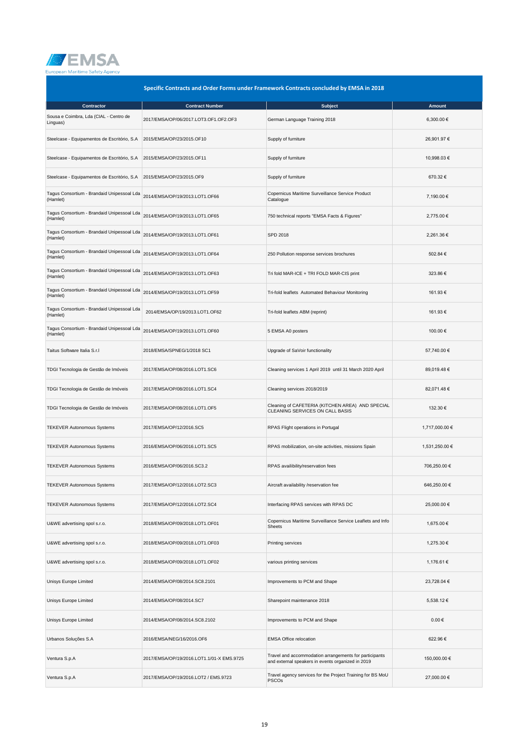## Specific Contracts and Order Forms under Framework Contracts concluded by EMSA in 2018

| Contractor | Contract Number | Subject | Amount |
|---|---|---|---|
| Sousa e Coimbra, Lda (CIAL - Centro de Linguas) | 2017/EMSA/OP/06/2017.LOT3.OF1.OF2.OF3 | German Language Training 2018 | 6,300.00 € |
| Steelcase - Equipamentos de Escritório, S.A | 2015/EMSA/OP/23/2015.OF10 | Supply of furniture | 26,901.97 € |
| Steelcase - Equipamentos de Escritório, S.A | 2015/EMSA/OP/23/2015.OF11 | Supply of furniture | 10,998.03 € |
| Steelcase - Equipamentos de Escritório, S.A | 2015/EMSA/OP/23/2015.OF9 | Supply of furniture | 670.32 € |
| Tagus Consortium - Brandaid Unipessoal Lda (Hamlet) | 2014/EMSA/OP/19/2013.LOT1.OF66 | Copernicus Maritime Surveillance Service Product Catalogue | 7,190.00 € |
| Tagus Consortium - Brandaid Unipessoal Lda (Hamlet) | 2014/EMSA/OP/19/2013.LOT1.OF65 | 750 technical reports "EMSA Facts & Figures" | 2,775.00 € |
| Tagus Consortium - Brandaid Unipessoal Lda (Hamlet) | 2014/EMSA/OP/19/2013.LOT1.OF61 | SPD 2018 | 2,261.36 € |
| Tagus Consortium - Brandaid Unipessoal Lda (Hamlet) | 2014/EMSA/OP/19/2013.LOT1.OF64 | 250 Pollution response services brochures | 502.84 € |
| Tagus Consortium - Brandaid Unipessoal Lda (Hamlet) | 2014/EMSA/OP/19/2013.LOT1.OF63 | Tri fold MAR-ICE + TRI FOLD MAR-CIS print | 323.86 € |
| Tagus Consortium - Brandaid Unipessoal Lda (Hamlet) | 2014/EMSA/OP/19/2013.LOT1.OF59 | Tri-fold leaflets Automated Behaviour Monitoring | 161.93 € |
| Tagus Consortium - Brandaid Unipessoal Lda (Hamlet) | 2014/EMSA/OP/19/2013.LOT1.OF62 | Tri-fold leaflets ABM (reprint) | 161.93 € |
| Tagus Consortium - Brandaid Unipessoal Lda (Hamlet) | 2014/EMSA/OP/19/2013.LOT1.OF60 | 5 EMSA A0 posters | 100.00 € |
| Taitus Software Italia S.r.l | 2018/EMSA/SPNEG/1/2018 SC1 | Upgrade of SaVoir functionality | 57,740.00 € |
| TDGI Tecnologia de Gestão de Imóveis | 2017/EMSA/OP/08/2016.LOT1.SC6 | Cleaning services 1 April 2019 until 31 March 2020 April | 89,019.48 € |
| TDGI Tecnologia de Gestão de Imóveis | 2017/EMSA/OP/08/2016.LOT1.SC4 | Cleaning services 2018/2019 | 82,071.48 € |
| TDGI Tecnologia de Gestão de Imóveis | 2017/EMSA/OP/08/2016.LOT1.OF5 | Cleaning of CAFETERIA (KITCHEN AREA) AND SPECIAL CLEANING SERVICES ON CALL BASIS | 132.30 € |
| TEKEVER Autonomous Systems | 2017/EMSA/OP/12/2016.SC5 | RPAS Flight operations in Portugal | 1,717,000.00 € |
| TEKEVER Autonomous Systems | 2016/EMSA/OP/06/2016.LOT1.SC5 | RPAS mobilization, on-site activities, missions Spain | 1,531,250.00 € |
| TEKEVER Autonomous Systems | 2016/EMSA/OP/06/2016.SC3.2 | RPAS availibility/reservation fees | 706,250.00 € |
| TEKEVER Autonomous Systems | 2017/EMSA/OP/12/2016.LOT2.SC3 | Aircraft availability /reservation fee | 646,250.00 € |
| TEKEVER Autonomous Systems | 2017/EMSA/OP/12/2016.LOT2.SC4 | Interfacing RPAS services with RPAS DC | 25,000.00 € |
| U&WE advertising spol s.r.o. | 2018/EMSA/OP/09/2018.LOT1.OF01 | Copernicus Maritime Surveillance Service Leaflets and Info Sheets | 1,675.00 € |
| U&WE advertising spol s.r.o. | 2018/EMSA/OP/09/2018.LOT1.OF03 | Printing services | 1,275.30 € |
| U&WE advertising spol s.r.o. | 2018/EMSA/OP/09/2018.LOT1.OF02 | various printing services | 1,176.61 € |
| Unisys Europe Limited | 2014/EMSA/OP/08/2014.SC8.2101 | Improvements to PCM and Shape | 23,728.04 € |
| Unisys Europe Limited | 2014/EMSA/OP/08/2014.SC7 | Sharepoint maintenance 2018 | 5,538.12 € |
| Unisys Europe Limited | 2014/EMSA/OP/08/2014.SC8.2102 | Improvements to PCM and Shape | 0.00 € |
| Urbanos Soluções S.A | 2016/EMSA/NEG/16/2016.OF6 | EMSA Office relocation | 622.96 € |
| Ventura S.p.A | 2017/EMSA/OP/19/2016.LOT1.1/01-X EMS.9725 | Travel and accommodation arrangements for participants and external speakers in events organized in 2019 | 150,000.00 € |
| Ventura S.p.A | 2017/EMSA/OP/19/2016.LOT2 / EMS.9723 | Travel agency services for the Project Training for BS MoU PSCOs | 27,000.00 € |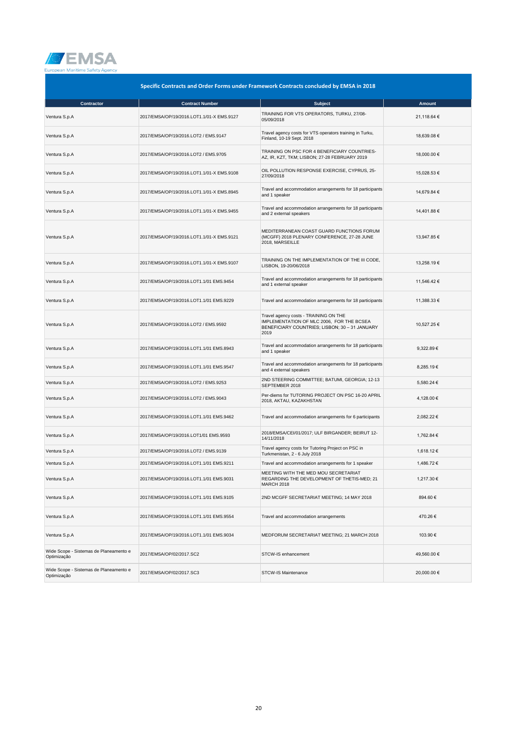## Specific Contracts and Order Forms under Framework Contracts concluded by EMSA in 2018

| Contractor | Contract Number | Subject | Amount |
|---|---|---|---|
| Ventura S.p.A | 2017/EMSA/OP/19/2016.LOT1.1/01-X EMS.9127 | TRAINING FOR VTS OPERATORS, TURKU, 27/08-05/09/2018 | 21,118.64 € |
| Ventura S.p.A | 2017/EMSA/OP/19/2016.LOT2 / EMS.9147 | Travel agency costs for VTS operators training in Turku, Finland, 10-19 Sept. 2018 | 18,639.08 € |
| Ventura S.p.A | 2017/EMSA/OP/19/2016.LOT2 / EMS.9705 | TRAINING ON PSC FOR 4 BENEFICIARY COUNTRIES-AZ, IR, KZT, TKM; LISBON; 27-28 FEBRUARY 2019 | 18,000.00 € |
| Ventura S.p.A | 2017/EMSA/OP/19/2016.LOT1.1/01-X EMS.9108 | OIL POLLUTION RESPONSE EXERCISE, CYPRUS, 25-27/09/2018 | 15,028.53 € |
| Ventura S.p.A | 2017/EMSA/OP/19/2016.LOT1.1/01-X EMS.8945 | Travel and accommodation arrangements for 18 participants and 1 speaker | 14,679.84 € |
| Ventura S.p.A | 2017/EMSA/OP/19/2016.LOT1.1/01-X EMS.9455 | Travel and accommodation arrangements for 18 participants and 2 external speakers | 14,401.88 € |
| Ventura S.p.A | 2017/EMSA/OP/19/2016.LOT1.1/01-X EMS.9121 | MEDITERRANEAN COAST GUARD FUNCTIONS FORUM (MCGFF) 2018 PLENARY CONFERENCE, 27-28 JUNE 2018, MARSEILLE | 13,947.85 € |
| Ventura S.p.A | 2017/EMSA/OP/19/2016.LOT1.1/01-X EMS.9107 | TRAINING ON THE IMPLEMENTATION OF THE III CODE, LISBON, 19-20/06/2018 | 13,258.19 € |
| Ventura S.p.A | 2017/EMSA/OP/19/2016.LOT1.1/01 EMS.9454 | Travel and accommodation arrangements for 18 participants and 1 external speaker | 11,546.42 € |
| Ventura S.p.A | 2017/EMSA/OP/19/2016.LOT1.1/01 EMS.9229 | Travel and accommodation arrangements for 18 participants | 11,388.33 € |
| Ventura S.p.A | 2017/EMSA/OP/19/2016.LOT2 / EMS.9592 | Travel agency costs - TRAINING ON THE IMPLEMENTATION OF MLC 2006, FOR THE BCSEA BENEFICIARY COUNTRIES; LISBON; 30 – 31 JANUARY 2019 | 10,527.25 € |
| Ventura S.p.A | 2017/EMSA/OP/19/2016.LOT1.1/01 EMS.8943 | Travel and accommodation arrangements for 18 participants and 1 speaker | 9,322.89 € |
| Ventura S.p.A | 2017/EMSA/OP/19/2016.LOT1.1/01 EMS.9547 | Travel and accommodation arrangements for 18 participants and 4 external speakers | 8,285.19 € |
| Ventura S.p.A | 2017/EMSA/OP/19/2016.LOT2 / EMS.9253 | 2ND STEERING COMMITTEE; BATUMI, GEORGIA; 12-13 SEPTEMBER 2018 | 5,580.24 € |
| Ventura S.p.A | 2017/EMSA/OP/19/2016.LOT2 / EMS.9043 | Per-diems for TUTORING PROJECT ON PSC 16-20 APRIL 2018, AKTAU, KAZAKHSTAN | 4,128.00 € |
| Ventura S.p.A | 2017/EMSA/OP/19/2016.LOT1.1/01 EMS.9462 | Travel and accommodation arrangements for 6 participants | 2,082.22 € |
| Ventura S.p.A | 2017/EMSA/OP/19/2016.LOT1/01 EMS.9593 | 2018/EMSA/CEI/01/2017; ULF BIRGANDER; BEIRUT 12-14/11/2018 | 1,762.84 € |
| Ventura S.p.A | 2017/EMSA/OP/19/2016.LOT2 / EMS.9139 | Travel agency costs for Tutoring Project on PSC in Turkmenistan, 2 - 6 July 2018 | 1,618.12 € |
| Ventura S.p.A | 2017/EMSA/OP/19/2016.LOT1.1/01 EMS.9211 | Travel and accommodation arrangements for 1 speaker | 1,486.72 € |
| Ventura S.p.A | 2017/EMSA/OP/19/2016.LOT1.1/01 EMS.9031 | MEETING WITH THE MED MOU SECRETARIAT REGARDING THE DEVELOPMENT OF THETIS-MED; 21 MARCH 2018 | 1,217.30 € |
| Ventura S.p.A | 2017/EMSA/OP/19/2016.LOT1.1/01 EMS.9105 | 2ND MCGFF SECRETARIAT MEETING; 14 MAY 2018 | 894.60 € |
| Ventura S.p.A | 2017/EMSA/OP/19/2016.LOT1.1/01 EMS.9554 | Travel and accommodation arrangements | 470.26 € |
| Ventura S.p.A | 2017/EMSA/OP/19/2016.LOT1.1/01 EMS.9034 | MEDFORUM SECRETARIAT MEETING; 21 MARCH 2018 | 103.90 € |
| Wide Scope - Sistemas de Planeamento e Optimização | 2017/EMSA/OP/02/2017.SC2 | STCW-IS enhancement | 49,560.00 € |
| Wide Scope - Sistemas de Planeamento e Optimização | 2017/EMSA/OP/02/2017.SC3 | STCW-IS Maintenance | 20,000.00 € |